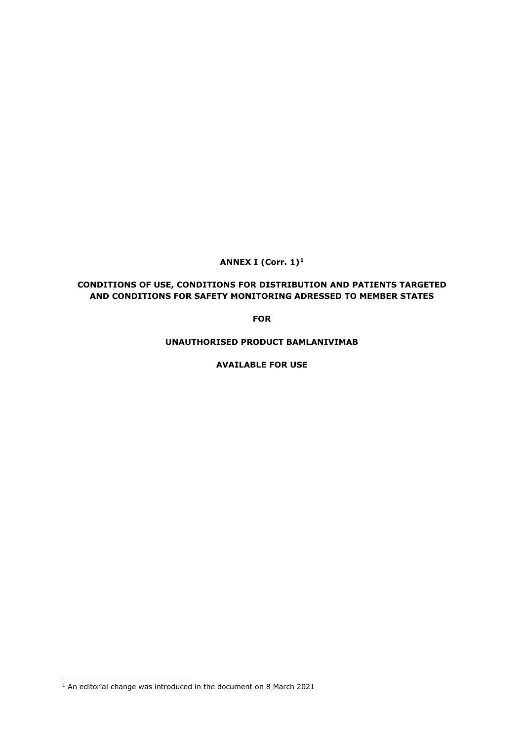**ANNEX I (Corr. 1)[1]**

**CONDITIONS OF USE, CONDITIONS FOR DISTRIBUTION AND PATIENTS TARGETED AND CONDITIONS FOR SAFETY MONITORING ADRESSED TO MEMBER STATES**

**FOR**

**UNAUTHORISED PRODUCT BAMLANIVIMAB**

**AVAILABLE FOR USE**

[1] An editorial change was introduced in the document on 8 March 2021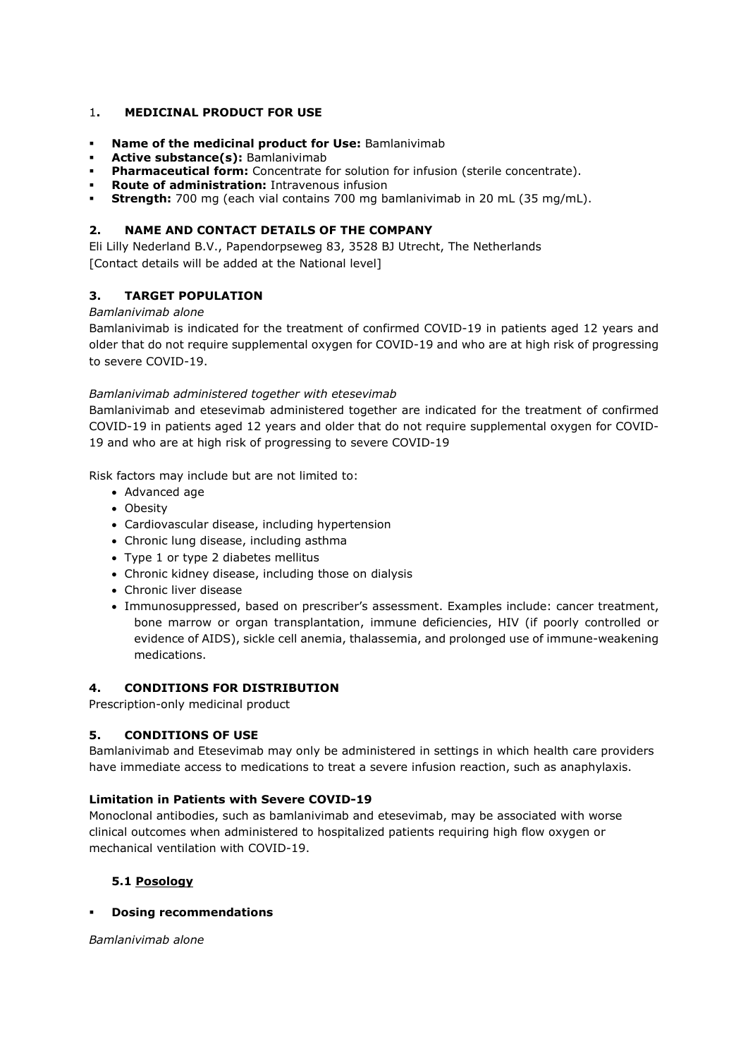## 1. MEDICINAL PRODUCT FOR USE

- **Name of the medicinal product for Use:** Bamlanivimab
- **Active substance(s):** Bamlanivimab
- **Pharmaceutical form:** Concentrate for solution for infusion (sterile concentrate).
- **Route of administration:** Intravenous infusion
- **Strength:** 700 mg (each vial contains 700 mg bamlanivimab in 20 mL (35 mg/mL).

## 2. NAME AND CONTACT DETAILS OF THE COMPANY

Eli Lilly Nederland B.V., Papendorpseweg 83, 3528 BJ Utrecht, The Netherlands
[Contact details will be added at the National level]

## 3. TARGET POPULATION

*Bamlanivimab alone*

Bamlanivimab is indicated for the treatment of confirmed COVID-19 in patients aged 12 years and older that do not require supplemental oxygen for COVID-19 and who are at high risk of progressing to severe COVID-19.

*Bamlanivimab administered together with etesevimab*

Bamlanivimab and etesevimab administered together are indicated for the treatment of confirmed COVID-19 in patients aged 12 years and older that do not require supplemental oxygen for COVID-19 and who are at high risk of progressing to severe COVID-19

Risk factors may include but are not limited to:

- Advanced age
- Obesity
- Cardiovascular disease, including hypertension
- Chronic lung disease, including asthma
- Type 1 or type 2 diabetes mellitus
- Chronic kidney disease, including those on dialysis
- Chronic liver disease
- Immunosuppressed, based on prescriber's assessment. Examples include: cancer treatment, bone marrow or organ transplantation, immune deficiencies, HIV (if poorly controlled or evidence of AIDS), sickle cell anemia, thalassemia, and prolonged use of immune-weakening medications.

## 4. CONDITIONS FOR DISTRIBUTION

Prescription-only medicinal product

## 5. CONDITIONS OF USE

Bamlanivimab and Etesevimab may only be administered in settings in which health care providers have immediate access to medications to treat a severe infusion reaction, such as anaphylaxis.

**Limitation in Patients with Severe COVID-19**

Monoclonal antibodies, such as bamlanivimab and etesevimab, may be associated with worse clinical outcomes when administered to hospitalized patients requiring high flow oxygen or mechanical ventilation with COVID-19.

### 5.1 Posology

- **Dosing recommendations**

*Bamlanivimab alone*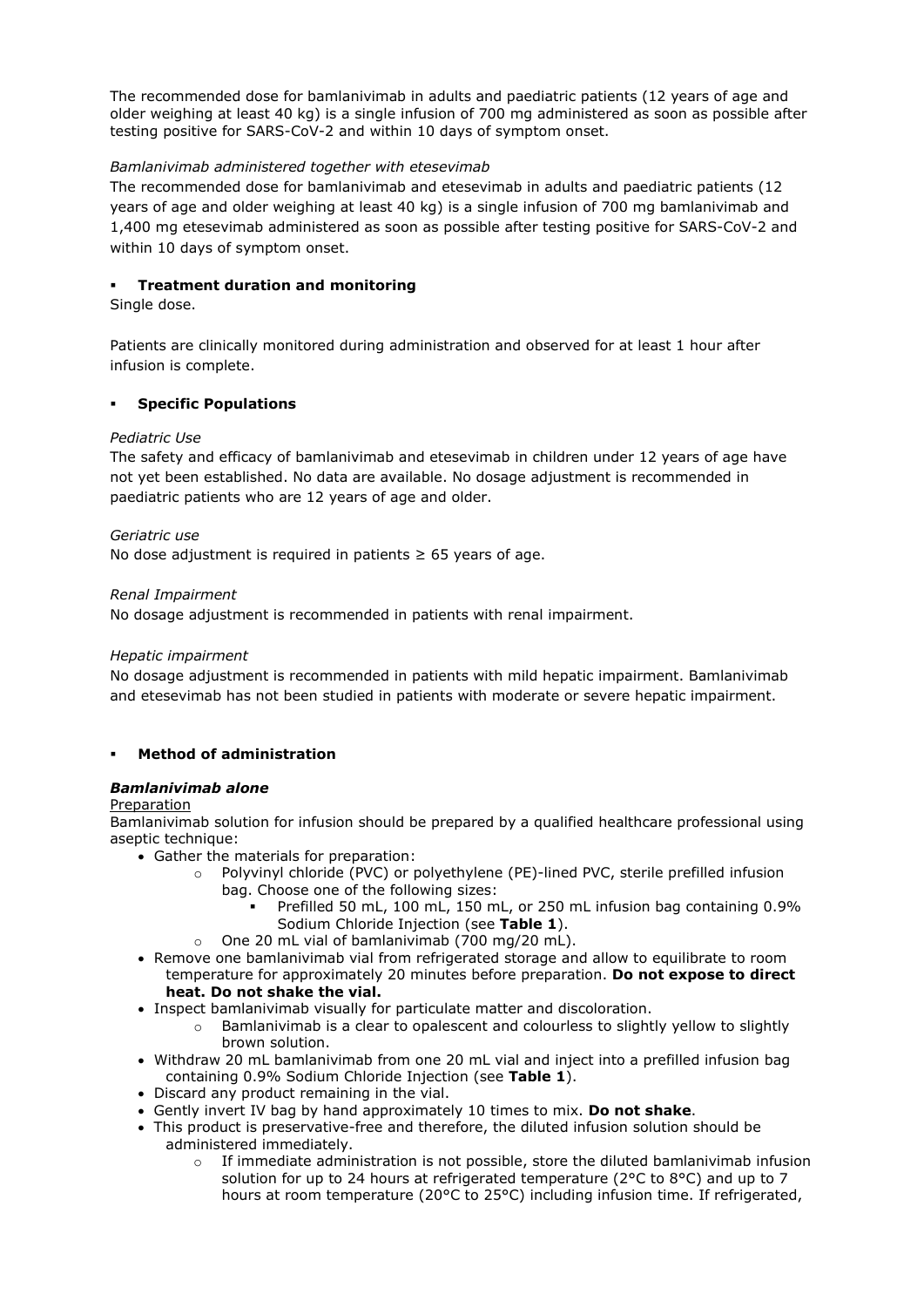The recommended dose for bamlanivimab in adults and paediatric patients (12 years of age and older weighing at least 40 kg) is a single infusion of 700 mg administered as soon as possible after testing positive for SARS-CoV-2 and within 10 days of symptom onset.

*Bamlanivimab administered together with etesevimab*

The recommended dose for bamlanivimab and etesevimab in adults and paediatric patients (12 years of age and older weighing at least 40 kg) is a single infusion of 700 mg bamlanivimab and 1,400 mg etesevimab administered as soon as possible after testing positive for SARS-CoV-2 and within 10 days of symptom onset.

- **Treatment duration and monitoring**

Single dose.

Patients are clinically monitored during administration and observed for at least 1 hour after infusion is complete.

- **Specific Populations**

*Pediatric Use*

The safety and efficacy of bamlanivimab and etesevimab in children under 12 years of age have not yet been established. No data are available. No dosage adjustment is recommended in paediatric patients who are 12 years of age and older.

*Geriatric use*

No dose adjustment is required in patients ≥ 65 years of age.

*Renal Impairment*

No dosage adjustment is recommended in patients with renal impairment.

*Hepatic impairment*

No dosage adjustment is recommended in patients with mild hepatic impairment. Bamlanivimab and etesevimab has not been studied in patients with moderate or severe hepatic impairment.

- **Method of administration**

***Bamlanivimab alone***

Preparation

Bamlanivimab solution for infusion should be prepared by a qualified healthcare professional using aseptic technique:

- Gather the materials for preparation:
  - Polyvinyl chloride (PVC) or polyethylene (PE)-lined PVC, sterile prefilled infusion bag. Choose one of the following sizes:
    - Prefilled 50 mL, 100 mL, 150 mL, or 250 mL infusion bag containing 0.9% Sodium Chloride Injection (see **Table 1**).
  - One 20 mL vial of bamlanivimab (700 mg/20 mL).
- Remove one bamlanivimab vial from refrigerated storage and allow to equilibrate to room temperature for approximately 20 minutes before preparation. **Do not expose to direct heat. Do not shake the vial.**
- Inspect bamlanivimab visually for particulate matter and discoloration.
  - Bamlanivimab is a clear to opalescent and colourless to slightly yellow to slightly brown solution.
- Withdraw 20 mL bamlanivimab from one 20 mL vial and inject into a prefilled infusion bag containing 0.9% Sodium Chloride Injection (see **Table 1**).
- Discard any product remaining in the vial.
- Gently invert IV bag by hand approximately 10 times to mix. **Do not shake**.
- This product is preservative-free and therefore, the diluted infusion solution should be administered immediately.
  - If immediate administration is not possible, store the diluted bamlanivimab infusion solution for up to 24 hours at refrigerated temperature (2°C to 8°C) and up to 7 hours at room temperature (20°C to 25°C) including infusion time. If refrigerated,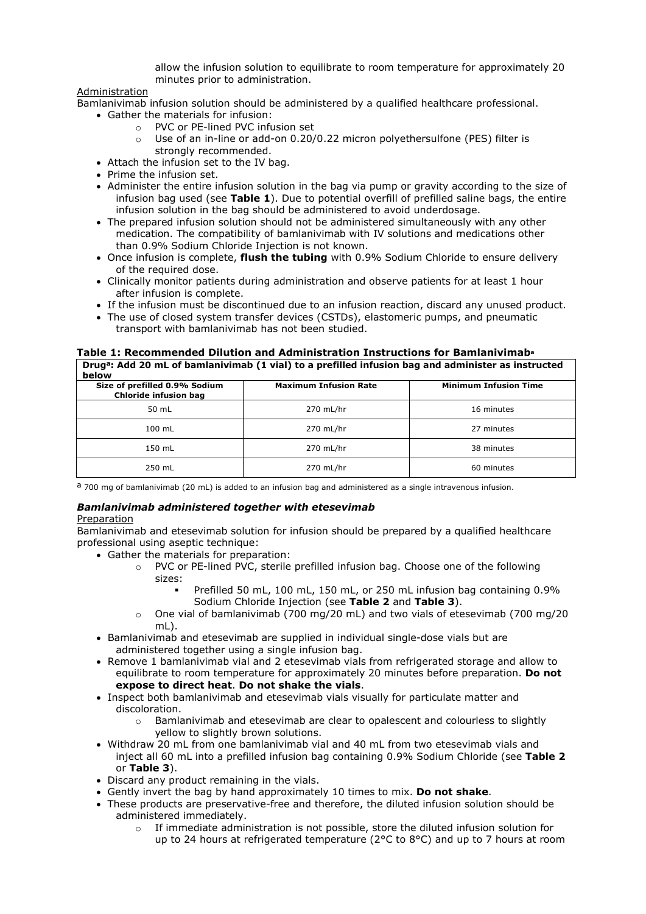allow the infusion solution to equilibrate to room temperature for approximately 20 minutes prior to administration.

Administration

Bamlanivimab infusion solution should be administered by a qualified healthcare professional.

- Gather the materials for infusion:
  - PVC or PE-lined PVC infusion set
  - Use of an in-line or add-on 0.20/0.22 micron polyethersulfone (PES) filter is strongly recommended.
- Attach the infusion set to the IV bag.
- Prime the infusion set.
- Administer the entire infusion solution in the bag via pump or gravity according to the size of infusion bag used (see **Table 1**). Due to potential overfill of prefilled saline bags, the entire infusion solution in the bag should be administered to avoid underdosage.
- The prepared infusion solution should not be administered simultaneously with any other medication. The compatibility of bamlanivimab with IV solutions and medications other than 0.9% Sodium Chloride Injection is not known.
- Once infusion is complete, **flush the tubing** with 0.9% Sodium Chloride to ensure delivery of the required dose.
- Clinically monitor patients during administration and observe patients for at least 1 hour after infusion is complete.
- If the infusion must be discontinued due to an infusion reaction, discard any unused product.
- The use of closed system transfer devices (CSTDs), elastomeric pumps, and pneumatic transport with bamlanivimab has not been studied.

**Table 1: Recommended Dilution and Administration Instructions for Bamlanivimab[a]**

| Drug[a]: Add 20 mL of bamlanivimab (1 vial) to a prefilled infusion bag and administer as instructed below | | |
|---|---|---|
| **Size of prefilled 0.9% Sodium Chloride infusion bag** | **Maximum Infusion Rate** | **Minimum Infusion Time** |
| 50 mL | 270 mL/hr | 16 minutes |
| 100 mL | 270 mL/hr | 27 minutes |
| 150 mL | 270 mL/hr | 38 minutes |
| 250 mL | 270 mL/hr | 60 minutes |

[a] 700 mg of bamlanivimab (20 mL) is added to an infusion bag and administered as a single intravenous infusion.

### *Bamlanivimab administered together with etesevimab*

Preparation

Bamlanivimab and etesevimab solution for infusion should be prepared by a qualified healthcare professional using aseptic technique:

- Gather the materials for preparation:
  - PVC or PE-lined PVC, sterile prefilled infusion bag. Choose one of the following sizes:
    - Prefilled 50 mL, 100 mL, 150 mL, or 250 mL infusion bag containing 0.9% Sodium Chloride Injection (see **Table 2** and **Table 3**).
  - One vial of bamlanivimab (700 mg/20 mL) and two vials of etesevimab (700 mg/20 mL).
- Bamlanivimab and etesevimab are supplied in individual single-dose vials but are administered together using a single infusion bag.
- Remove 1 bamlanivimab vial and 2 etesevimab vials from refrigerated storage and allow to equilibrate to room temperature for approximately 20 minutes before preparation. **Do not expose to direct heat**. **Do not shake the vials**.
- Inspect both bamlanivimab and etesevimab vials visually for particulate matter and discoloration.
  - Bamlanivimab and etesevimab are clear to opalescent and colourless to slightly yellow to slightly brown solutions.
- Withdraw 20 mL from one bamlanivimab vial and 40 mL from two etesevimab vials and inject all 60 mL into a prefilled infusion bag containing 0.9% Sodium Chloride (see **Table 2** or **Table 3**).
- Discard any product remaining in the vials.
- Gently invert the bag by hand approximately 10 times to mix. **Do not shake**.
- These products are preservative-free and therefore, the diluted infusion solution should be administered immediately.
  - If immediate administration is not possible, store the diluted infusion solution for up to 24 hours at refrigerated temperature (2°C to 8°C) and up to 7 hours at room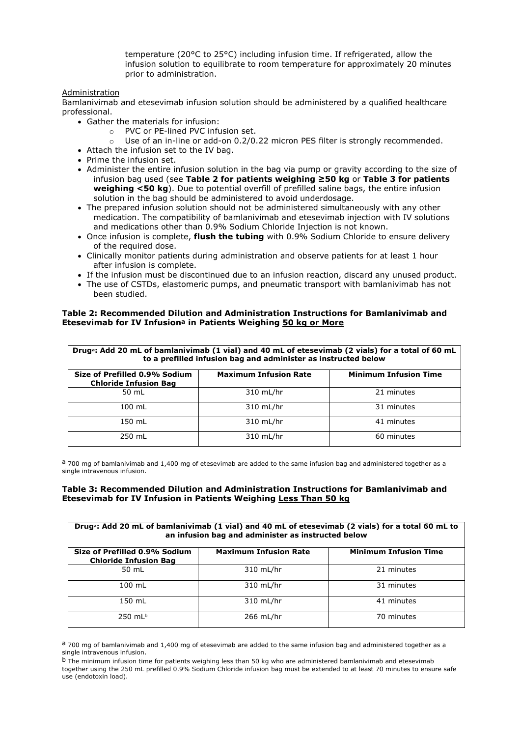temperature (20°C to 25°C) including infusion time. If refrigerated, allow the infusion solution to equilibrate to room temperature for approximately 20 minutes prior to administration.

Administration

Bamlanivimab and etesevimab infusion solution should be administered by a qualified healthcare professional.

- Gather the materials for infusion:
  - PVC or PE-lined PVC infusion set.
  - Use of an in-line or add-on 0.2/0.22 micron PES filter is strongly recommended.
- Attach the infusion set to the IV bag.
- Prime the infusion set.
- Administer the entire infusion solution in the bag via pump or gravity according to the size of infusion bag used (see **Table 2 for patients weighing ≥50 kg** or **Table 3 for patients weighing <50 kg**). Due to potential overfill of prefilled saline bags, the entire infusion solution in the bag should be administered to avoid underdosage.
- The prepared infusion solution should not be administered simultaneously with any other medication. The compatibility of bamlanivimab and etesevimab injection with IV solutions and medications other than 0.9% Sodium Chloride Injection is not known.
- Once infusion is complete, **flush the tubing** with 0.9% Sodium Chloride to ensure delivery of the required dose.
- Clinically monitor patients during administration and observe patients for at least 1 hour after infusion is complete.
- If the infusion must be discontinued due to an infusion reaction, discard any unused product.
- The use of CSTDs, elastomeric pumps, and pneumatic transport with bamlanivimab has not been studied.

**Table 2: Recommended Dilution and Administration Instructions for Bamlanivimab and Etesevimab for IV Infusion[a] in Patients Weighing 50 kg or More**

| **Drug[a]: Add 20 mL of bamlanivimab (1 vial) and 40 mL of etesevimab (2 vials) for a total of 60 mL to a prefilled infusion bag and administer as instructed below** | | |
|---|---|---|
| **Size of Prefilled 0.9% Sodium Chloride Infusion Bag** | **Maximum Infusion Rate** | **Minimum Infusion Time** |
| 50 mL | 310 mL/hr | 21 minutes |
| 100 mL | 310 mL/hr | 31 minutes |
| 150 mL | 310 mL/hr | 41 minutes |
| 250 mL | 310 mL/hr | 60 minutes |

[a] 700 mg of bamlanivimab and 1,400 mg of etesevimab are added to the same infusion bag and administered together as a single intravenous infusion.

**Table 3: Recommended Dilution and Administration Instructions for Bamlanivimab and Etesevimab for IV Infusion in Patients Weighing Less Than 50 kg**

| **Drug[a]: Add 20 mL of bamlanivimab (1 vial) and 40 mL of etesevimab (2 vials) for a total 60 mL to an infusion bag and administer as instructed below** | | |
|---|---|---|
| **Size of Prefilled 0.9% Sodium Chloride Infusion Bag** | **Maximum Infusion Rate** | **Minimum Infusion Time** |
| 50 mL | 310 mL/hr | 21 minutes |
| 100 mL | 310 mL/hr | 31 minutes |
| 150 mL | 310 mL/hr | 41 minutes |
| 250 mL[b] | 266 mL/hr | 70 minutes |

[a] 700 mg of bamlanivimab and 1,400 mg of etesevimab are added to the same infusion bag and administered together as a single intravenous infusion.

[b] The minimum infusion time for patients weighing less than 50 kg who are administered bamlanivimab and etesevimab together using the 250 mL prefilled 0.9% Sodium Chloride infusion bag must be extended to at least 70 minutes to ensure safe use (endotoxin load).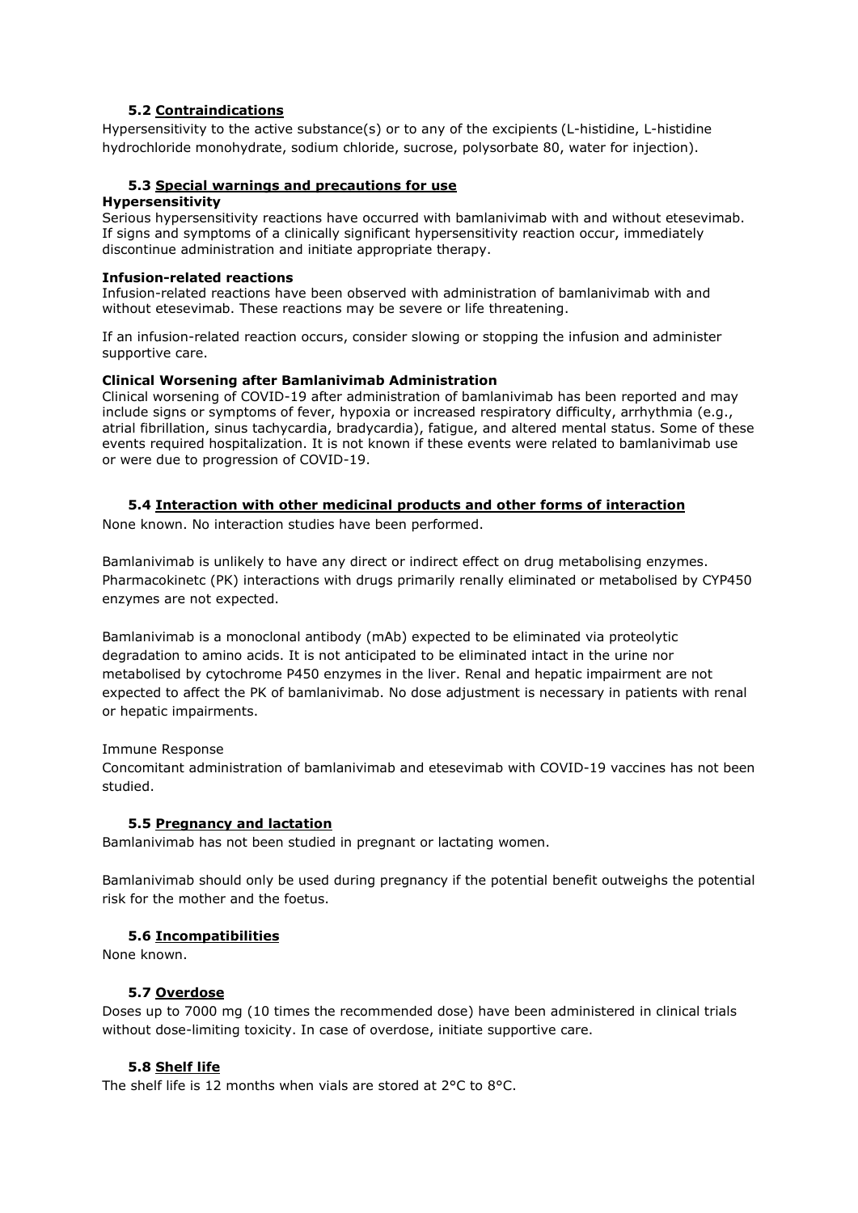### 5.2 Contraindications

Hypersensitivity to the active substance(s) or to any of the excipients (L-histidine, L-histidine hydrochloride monohydrate, sodium chloride, sucrose, polysorbate 80, water for injection).

### 5.3 Special warnings and precautions for use

**Hypersensitivity**

Serious hypersensitivity reactions have occurred with bamlanivimab with and without etesevimab. If signs and symptoms of a clinically significant hypersensitivity reaction occur, immediately discontinue administration and initiate appropriate therapy.

**Infusion-related reactions**

Infusion-related reactions have been observed with administration of bamlanivimab with and without etesevimab. These reactions may be severe or life threatening.

If an infusion-related reaction occurs, consider slowing or stopping the infusion and administer supportive care.

**Clinical Worsening after Bamlanivimab Administration**

Clinical worsening of COVID-19 after administration of bamlanivimab has been reported and may include signs or symptoms of fever, hypoxia or increased respiratory difficulty, arrhythmia (e.g., atrial fibrillation, sinus tachycardia, bradycardia), fatigue, and altered mental status. Some of these events required hospitalization. It is not known if these events were related to bamlanivimab use or were due to progression of COVID-19.

### 5.4 Interaction with other medicinal products and other forms of interaction

None known. No interaction studies have been performed.

Bamlanivimab is unlikely to have any direct or indirect effect on drug metabolising enzymes. Pharmacokinetc (PK) interactions with drugs primarily renally eliminated or metabolised by CYP450 enzymes are not expected.

Bamlanivimab is a monoclonal antibody (mAb) expected to be eliminated via proteolytic degradation to amino acids. It is not anticipated to be eliminated intact in the urine nor metabolised by cytochrome P450 enzymes in the liver. Renal and hepatic impairment are not expected to affect the PK of bamlanivimab. No dose adjustment is necessary in patients with renal or hepatic impairments.

Immune Response

Concomitant administration of bamlanivimab and etesevimab with COVID-19 vaccines has not been studied.

### 5.5 Pregnancy and lactation

Bamlanivimab has not been studied in pregnant or lactating women.

Bamlanivimab should only be used during pregnancy if the potential benefit outweighs the potential risk for the mother and the foetus.

### 5.6 Incompatibilities

None known.

### 5.7 Overdose

Doses up to 7000 mg (10 times the recommended dose) have been administered in clinical trials without dose-limiting toxicity. In case of overdose, initiate supportive care.

### 5.8 Shelf life

The shelf life is 12 months when vials are stored at 2°C to 8°C.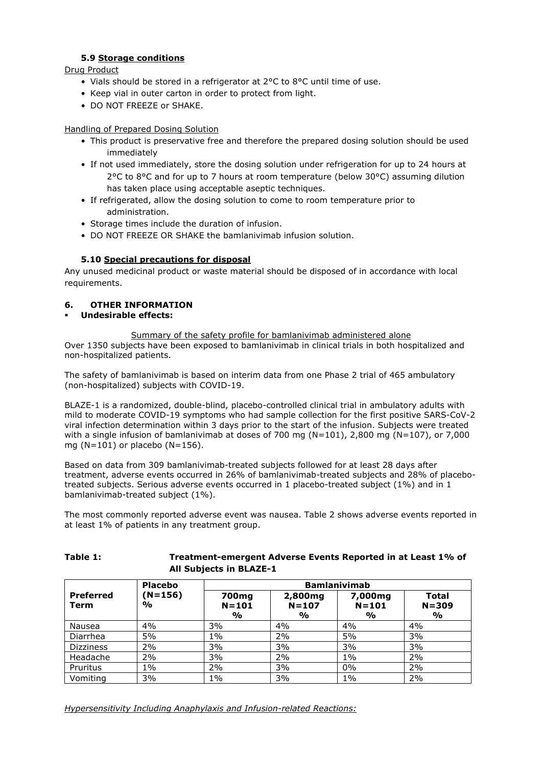### 5.9 Storage conditions

Drug Product

- Vials should be stored in a refrigerator at 2°C to 8°C until time of use.
- Keep vial in outer carton in order to protect from light.
- DO NOT FREEZE or SHAKE.

Handling of Prepared Dosing Solution

- This product is preservative free and therefore the prepared dosing solution should be used immediately
- If not used immediately, store the dosing solution under refrigeration for up to 24 hours at 2°C to 8°C and for up to 7 hours at room temperature (below 30°C) assuming dilution has taken place using acceptable aseptic techniques.
- If refrigerated, allow the dosing solution to come to room temperature prior to administration.
- Storage times include the duration of infusion.
- DO NOT FREEZE OR SHAKE the bamlanivimab infusion solution.

### 5.10 Special precautions for disposal

Any unused medicinal product or waste material should be disposed of in accordance with local requirements.

## 6. OTHER INFORMATION

- **Undesirable effects:**

Summary of the safety profile for bamlanivimab administered alone

Over 1350 subjects have been exposed to bamlanivimab in clinical trials in both hospitalized and non-hospitalized patients.

The safety of bamlanivimab is based on interim data from one Phase 2 trial of 465 ambulatory (non-hospitalized) subjects with COVID-19.

BLAZE-1 is a randomized, double-blind, placebo-controlled clinical trial in ambulatory adults with mild to moderate COVID-19 symptoms who had sample collection for the first positive SARS-CoV-2 viral infection determination within 3 days prior to the start of the infusion. Subjects were treated with a single infusion of bamlanivimab at doses of 700 mg (N=101), 2,800 mg (N=107), or 7,000 mg (N=101) or placebo (N=156).

Based on data from 309 bamlanivimab-treated subjects followed for at least 28 days after treatment, adverse events occurred in 26% of bamlanivimab-treated subjects and 28% of placebo-treated subjects. Serious adverse events occurred in 1 placebo-treated subject (1%) and in 1 bamlanivimab-treated subject (1%).

The most commonly reported adverse event was nausea. Table 2 shows adverse events reported in at least 1% of patients in any treatment group.

**Table 1: Treatment-emergent Adverse Events Reported in at Least 1% of All Subjects in BLAZE-1**

| Preferred Term | Placebo (N=156) % | Bamlanivimab | | | |
|---|---|---|---|---|---|
| | | 700mg N=101 % | 2,800mg N=107 % | 7,000mg N=101 % | Total N=309 % |
| Nausea | 4% | 3% | 4% | 4% | 4% |
| Diarrhea | 5% | 1% | 2% | 5% | 3% |
| Dizziness | 2% | 3% | 3% | 3% | 3% |
| Headache | 2% | 3% | 2% | 1% | 2% |
| Pruritus | 1% | 2% | 3% | 0% | 2% |
| Vomiting | 3% | 1% | 3% | 1% | 2% |

*Hypersensitivity Including Anaphylaxis and Infusion-related Reactions:*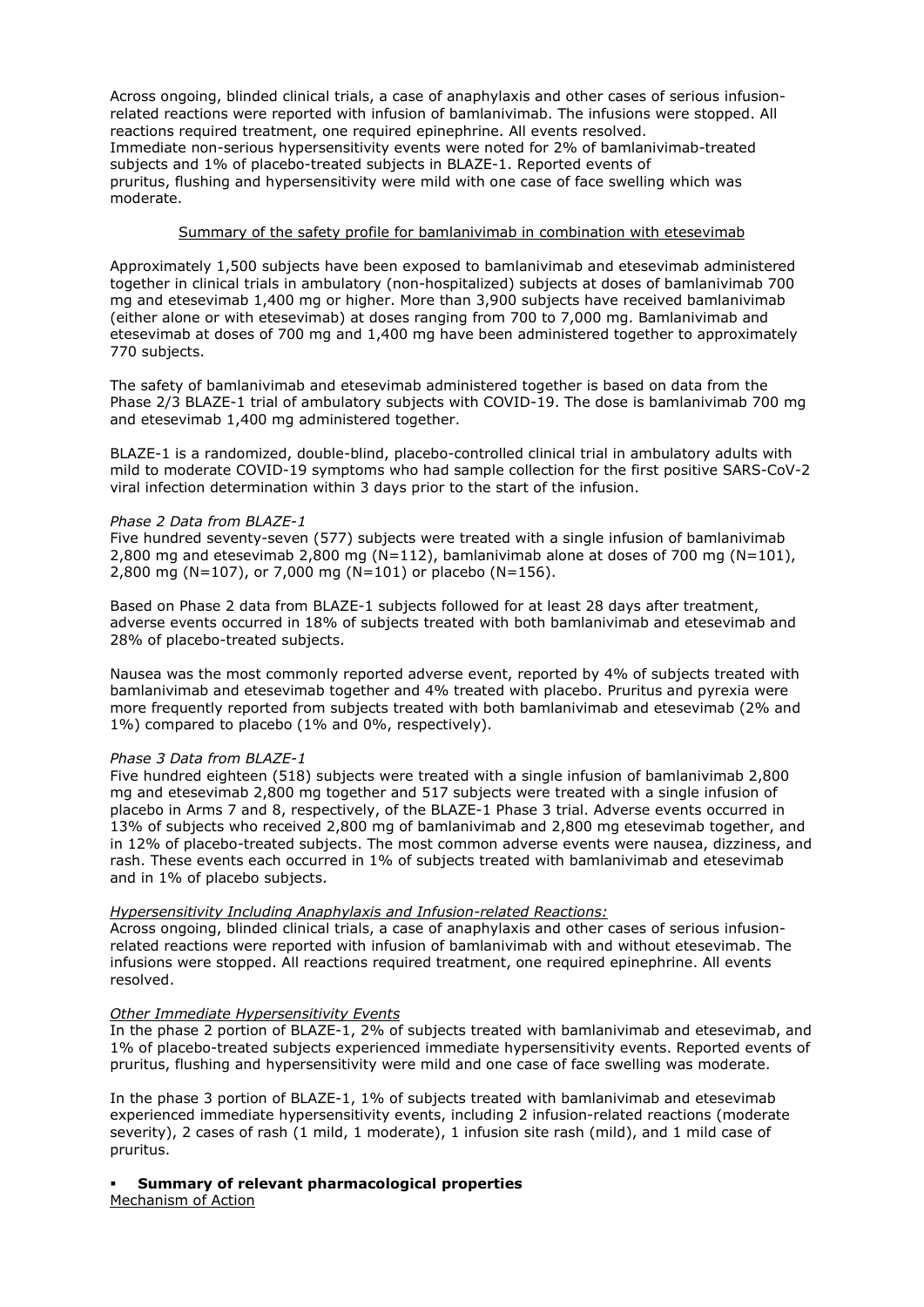Across ongoing, blinded clinical trials, a case of anaphylaxis and other cases of serious infusion-related reactions were reported with infusion of bamlanivimab. The infusions were stopped. All reactions required treatment, one required epinephrine. All events resolved.
Immediate non-serious hypersensitivity events were noted for 2% of bamlanivimab-treated subjects and 1% of placebo-treated subjects in BLAZE-1. Reported events of pruritus, flushing and hypersensitivity were mild with one case of face swelling which was moderate.

<u>Summary of the safety profile for bamlanivimab in combination with etesevimab</u>

Approximately 1,500 subjects have been exposed to bamlanivimab and etesevimab administered together in clinical trials in ambulatory (non-hospitalized) subjects at doses of bamlanivimab 700 mg and etesevimab 1,400 mg or higher. More than 3,900 subjects have received bamlanivimab (either alone or with etesevimab) at doses ranging from 700 to 7,000 mg. Bamlanivimab and etesevimab at doses of 700 mg and 1,400 mg have been administered together to approximately 770 subjects.

The safety of bamlanivimab and etesevimab administered together is based on data from the Phase 2/3 BLAZE-1 trial of ambulatory subjects with COVID-19. The dose is bamlanivimab 700 mg and etesevimab 1,400 mg administered together.

BLAZE-1 is a randomized, double-blind, placebo-controlled clinical trial in ambulatory adults with mild to moderate COVID-19 symptoms who had sample collection for the first positive SARS-CoV-2 viral infection determination within 3 days prior to the start of the infusion.

*Phase 2 Data from BLAZE-1*
Five hundred seventy-seven (577) subjects were treated with a single infusion of bamlanivimab 2,800 mg and etesevimab 2,800 mg (N=112), bamlanivimab alone at doses of 700 mg (N=101), 2,800 mg (N=107), or 7,000 mg (N=101) or placebo (N=156).

Based on Phase 2 data from BLAZE-1 subjects followed for at least 28 days after treatment, adverse events occurred in 18% of subjects treated with both bamlanivimab and etesevimab and 28% of placebo-treated subjects.

Nausea was the most commonly reported adverse event, reported by 4% of subjects treated with bamlanivimab and etesevimab together and 4% treated with placebo. Pruritus and pyrexia were more frequently reported from subjects treated with both bamlanivimab and etesevimab (2% and 1%) compared to placebo (1% and 0%, respectively).

*Phase 3 Data from BLAZE-1*
Five hundred eighteen (518) subjects were treated with a single infusion of bamlanivimab 2,800 mg and etesevimab 2,800 mg together and 517 subjects were treated with a single infusion of placebo in Arms 7 and 8, respectively, of the BLAZE-1 Phase 3 trial. Adverse events occurred in 13% of subjects who received 2,800 mg of bamlanivimab and 2,800 mg etesevimab together, and in 12% of placebo-treated subjects. The most common adverse events were nausea, dizziness, and rash. These events each occurred in 1% of subjects treated with bamlanivimab and etesevimab and in 1% of placebo subjects.

*<u>Hypersensitivity Including Anaphylaxis and Infusion-related Reactions:</u>*
Across ongoing, blinded clinical trials, a case of anaphylaxis and other cases of serious infusion-related reactions were reported with infusion of bamlanivimab with and without etesevimab. The infusions were stopped. All reactions required treatment, one required epinephrine. All events resolved.

*<u>Other Immediate Hypersensitivity Events</u>*
In the phase 2 portion of BLAZE-1, 2% of subjects treated with bamlanivimab and etesevimab, and 1% of placebo-treated subjects experienced immediate hypersensitivity events. Reported events of pruritus, flushing and hypersensitivity were mild and one case of face swelling was moderate.

In the phase 3 portion of BLAZE-1, 1% of subjects treated with bamlanivimab and etesevimab experienced immediate hypersensitivity events, including 2 infusion-related reactions (moderate severity), 2 cases of rash (1 mild, 1 moderate), 1 infusion site rash (mild), and 1 mild case of pruritus.

- **Summary of relevant pharmacological properties**

<u>Mechanism of Action</u>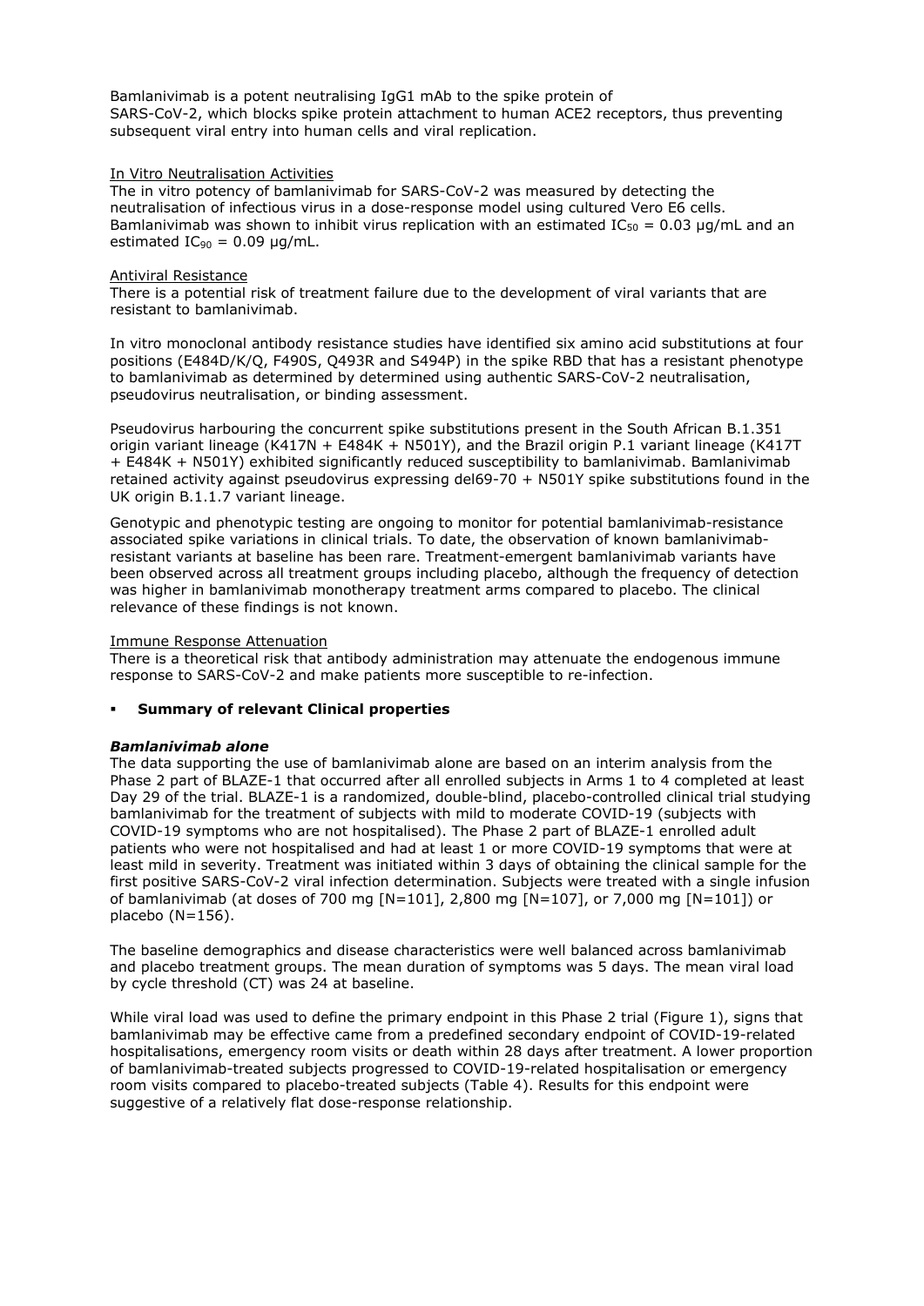Bamlanivimab is a potent neutralising IgG1 mAb to the spike protein of SARS-CoV-2, which blocks spike protein attachment to human ACE2 receptors, thus preventing subsequent viral entry into human cells and viral replication.

In Vitro Neutralisation Activities

The in vitro potency of bamlanivimab for SARS-CoV-2 was measured by detecting the neutralisation of infectious virus in a dose-response model using cultured Vero E6 cells. Bamlanivimab was shown to inhibit virus replication with an estimated $IC_{50}$ = 0.03 µg/mL and an estimated $IC_{90}$ = 0.09 µg/mL.

Antiviral Resistance

There is a potential risk of treatment failure due to the development of viral variants that are resistant to bamlanivimab.

In vitro monoclonal antibody resistance studies have identified six amino acid substitutions at four positions (E484D/K/Q, F490S, Q493R and S494P) in the spike RBD that has a resistant phenotype to bamlanivimab as determined by determined using authentic SARS-CoV-2 neutralisation, pseudovirus neutralisation, or binding assessment.

Pseudovirus harbouring the concurrent spike substitutions present in the South African B.1.351 origin variant lineage (K417N + E484K + N501Y), and the Brazil origin P.1 variant lineage (K417T + E484K + N501Y) exhibited significantly reduced susceptibility to bamlanivimab. Bamlanivimab retained activity against pseudovirus expressing del69-70 + N501Y spike substitutions found in the UK origin B.1.1.7 variant lineage.

Genotypic and phenotypic testing are ongoing to monitor for potential bamlanivimab-resistance associated spike variations in clinical trials. To date, the observation of known bamlanivimab-resistant variants at baseline has been rare. Treatment-emergent bamlanivimab variants have been observed across all treatment groups including placebo, although the frequency of detection was higher in bamlanivimab monotherapy treatment arms compared to placebo. The clinical relevance of these findings is not known.

Immune Response Attenuation

There is a theoretical risk that antibody administration may attenuate the endogenous immune response to SARS-CoV-2 and make patients more susceptible to re-infection.

- **Summary of relevant Clinical properties**

***Bamlanivimab alone***

The data supporting the use of bamlanivimab alone are based on an interim analysis from the Phase 2 part of BLAZE-1 that occurred after all enrolled subjects in Arms 1 to 4 completed at least Day 29 of the trial. BLAZE-1 is a randomized, double-blind, placebo-controlled clinical trial studying bamlanivimab for the treatment of subjects with mild to moderate COVID-19 (subjects with COVID-19 symptoms who are not hospitalised). The Phase 2 part of BLAZE-1 enrolled adult patients who were not hospitalised and had at least 1 or more COVID-19 symptoms that were at least mild in severity. Treatment was initiated within 3 days of obtaining the clinical sample for the first positive SARS-CoV-2 viral infection determination. Subjects were treated with a single infusion of bamlanivimab (at doses of 700 mg [N=101], 2,800 mg [N=107], or 7,000 mg [N=101]) or placebo (N=156).

The baseline demographics and disease characteristics were well balanced across bamlanivimab and placebo treatment groups. The mean duration of symptoms was 5 days. The mean viral load by cycle threshold (CT) was 24 at baseline.

While viral load was used to define the primary endpoint in this Phase 2 trial (Figure 1), signs that bamlanivimab may be effective came from a predefined secondary endpoint of COVID-19-related hospitalisations, emergency room visits or death within 28 days after treatment. A lower proportion of bamlanivimab-treated subjects progressed to COVID-19-related hospitalisation or emergency room visits compared to placebo-treated subjects (Table 4). Results for this endpoint were suggestive of a relatively flat dose-response relationship.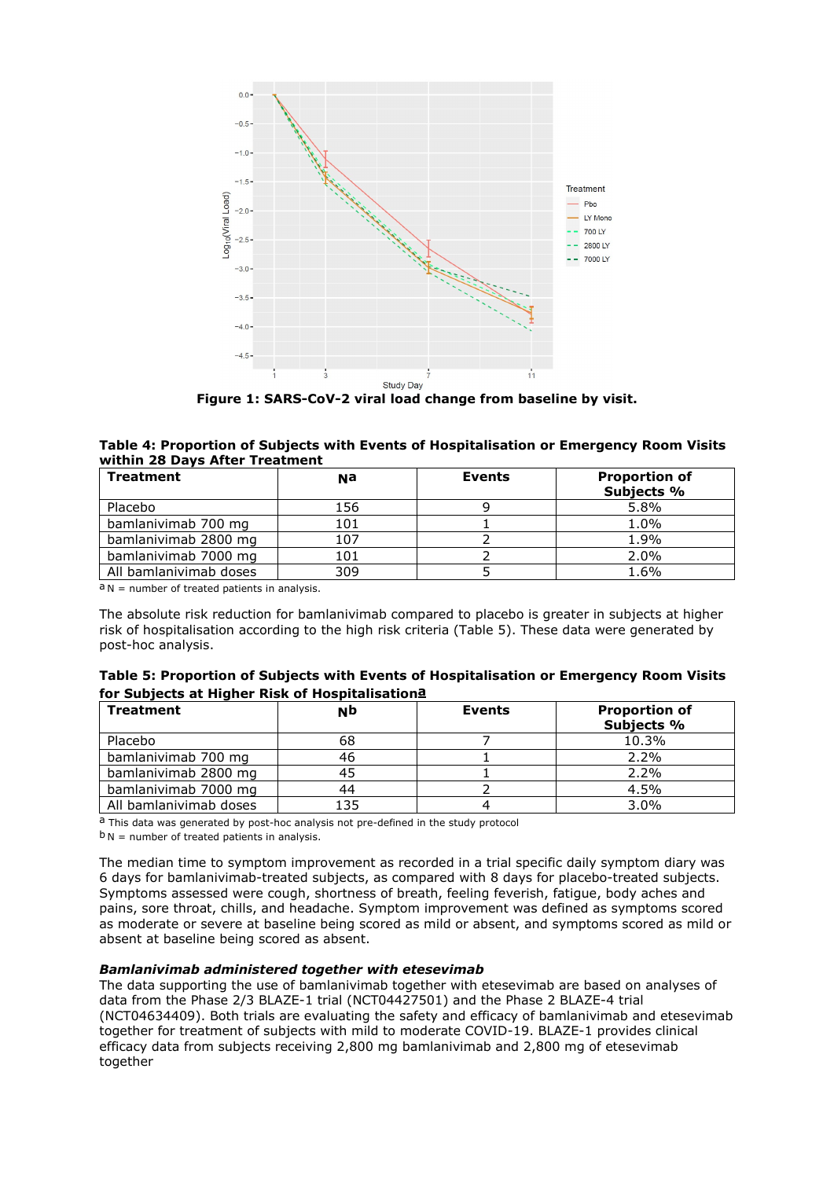**Figure 1: SARS-CoV-2 viral load change from baseline by visit.**

**Table 4: Proportion of Subjects with Events of Hospitalisation or Emergency Room Visits within 28 Days After Treatment**

| Treatment | N[a] | Events | Proportion of Subjects % |
|---|---|---|---|
| Placebo | 156 | 9 | 5.8% |
| bamlanivimab 700 mg | 101 | 1 | 1.0% |
| bamlanivimab 2800 mg | 107 | 2 | 1.9% |
| bamlanivimab 7000 mg | 101 | 2 | 2.0% |
| All bamlanivimab doses | 309 | 5 | 1.6% |

[a] N = number of treated patients in analysis.

The absolute risk reduction for bamlanivimab compared to placebo is greater in subjects at higher risk of hospitalisation according to the high risk criteria (Table 5). These data were generated by post-hoc analysis.

**Table 5: Proportion of Subjects with Events of Hospitalisation or Emergency Room Visits for Subjects at Higher Risk of Hospitalisation[a]**

| Treatment | N[b] | Events | Proportion of Subjects % |
|---|---|---|---|
| Placebo | 68 | 7 | 10.3% |
| bamlanivimab 700 mg | 46 | 1 | 2.2% |
| bamlanivimab 2800 mg | 45 | 1 | 2.2% |
| bamlanivimab 7000 mg | 44 | 2 | 4.5% |
| All bamlanivimab doses | 135 | 4 | 3.0% |

[a] This data was generated by post-hoc analysis not pre-defined in the study protocol
[b] N = number of treated patients in analysis.

The median time to symptom improvement as recorded in a trial specific daily symptom diary was 6 days for bamlanivimab-treated subjects, as compared with 8 days for placebo-treated subjects. Symptoms assessed were cough, shortness of breath, feeling feverish, fatigue, body aches and pains, sore throat, chills, and headache. Symptom improvement was defined as symptoms scored as moderate or severe at baseline being scored as mild or absent, and symptoms scored as mild or absent at baseline being scored as absent.

***Bamlanivimab administered together with etesevimab***

The data supporting the use of bamlanivimab together with etesevimab are based on analyses of data from the Phase 2/3 BLAZE-1 trial (NCT04427501) and the Phase 2 BLAZE-4 trial (NCT04634409). Both trials are evaluating the safety and efficacy of bamlanivimab and etesevimab together for treatment of subjects with mild to moderate COVID-19. BLAZE-1 provides clinical efficacy data from subjects receiving 2,800 mg bamlanivimab and 2,800 mg of etesevimab together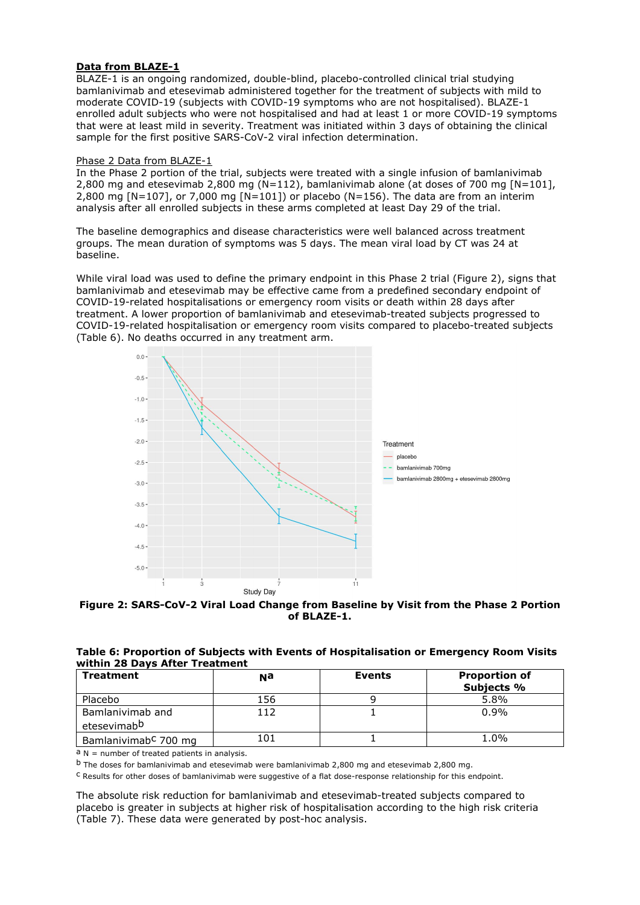**Data from BLAZE-1**

BLAZE-1 is an ongoing randomized, double-blind, placebo-controlled clinical trial studying bamlanivimab and etesevimab administered together for the treatment of subjects with mild to moderate COVID-19 (subjects with COVID-19 symptoms who are not hospitalised). BLAZE-1 enrolled adult subjects who were not hospitalised and had at least 1 or more COVID-19 symptoms that were at least mild in severity. Treatment was initiated within 3 days of obtaining the clinical sample for the first positive SARS-CoV-2 viral infection determination.

Phase 2 Data from BLAZE-1

In the Phase 2 portion of the trial, subjects were treated with a single infusion of bamlanivimab 2,800 mg and etesevimab 2,800 mg (N=112), bamlanivimab alone (at doses of 700 mg [N=101], 2,800 mg [N=107], or 7,000 mg [N=101]) or placebo (N=156). The data are from an interim analysis after all enrolled subjects in these arms completed at least Day 29 of the trial.

The baseline demographics and disease characteristics were well balanced across treatment groups. The mean duration of symptoms was 5 days. The mean viral load by CT was 24 at baseline.

While viral load was used to define the primary endpoint in this Phase 2 trial (Figure 2), signs that bamlanivimab and etesevimab may be effective came from a predefined secondary endpoint of COVID-19-related hospitalisations or emergency room visits or death within 28 days after treatment. A lower proportion of bamlanivimab and etesevimab-treated subjects progressed to COVID-19-related hospitalisation or emergency room visits compared to placebo-treated subjects (Table 6). No deaths occurred in any treatment arm.

**Figure 2: SARS-CoV-2 Viral Load Change from Baseline by Visit from the Phase 2 Portion of BLAZE-1.**

**Table 6: Proportion of Subjects with Events of Hospitalisation or Emergency Room Visits within 28 Days After Treatment**

| Treatment | N[a] | Events | Proportion of Subjects % |
|---|---|---|---|
| Placebo | 156 | 9 | 5.8% |
| Bamlanivimab and etesevimab[b] | 112 | 1 | 0.9% |
| Bamlanivimab[c] 700 mg | 101 | 1 | 1.0% |

[a] N = number of treated patients in analysis.
[b] The doses for bamlanivimab and etesevimab were bamlanivimab 2,800 mg and etesevimab 2,800 mg.
[c] Results for other doses of bamlanivimab were suggestive of a flat dose-response relationship for this endpoint.

The absolute risk reduction for bamlanivimab and etesevimab-treated subjects compared to placebo is greater in subjects at higher risk of hospitalisation according to the high risk criteria (Table 7). These data were generated by post-hoc analysis.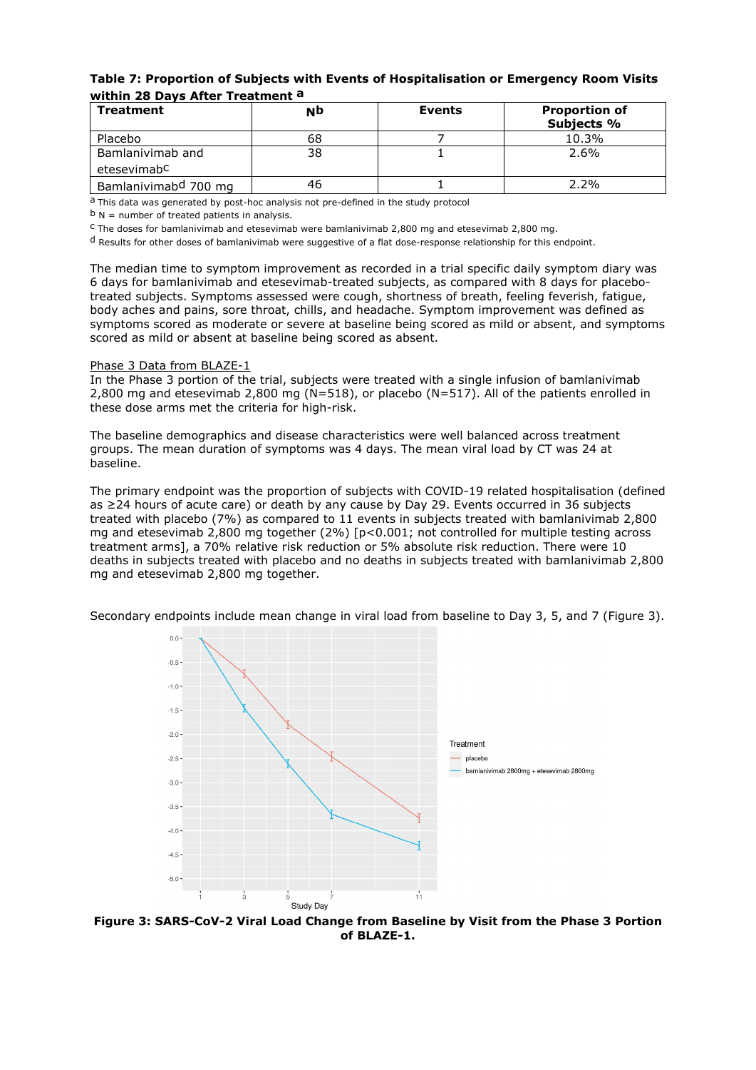**Table 7: Proportion of Subjects with Events of Hospitalisation or Emergency Room Visits within 28 Days After Treatment [a]**

| Treatment | N[b] | Events | Proportion of Subjects % |
|---|---|---|---|
| Placebo | 68 | 7 | 10.3% |
| Bamlanivimab and etesevimab[c] | 38 | 1 | 2.6% |
| Bamlanivimab[d] 700 mg | 46 | 1 | 2.2% |

[a] This data was generated by post-hoc analysis not pre-defined in the study protocol

[b] N = number of treated patients in analysis.

[c] The doses for bamlanivimab and etesevimab were bamlanivimab 2,800 mg and etesevimab 2,800 mg.

[d] Results for other doses of bamlanivimab were suggestive of a flat dose-response relationship for this endpoint.

The median time to symptom improvement as recorded in a trial specific daily symptom diary was 6 days for bamlanivimab and etesevimab-treated subjects, as compared with 8 days for placebo-treated subjects. Symptoms assessed were cough, shortness of breath, feeling feverish, fatigue, body aches and pains, sore throat, chills, and headache. Symptom improvement was defined as symptoms scored as moderate or severe at baseline being scored as mild or absent, and symptoms scored as mild or absent at baseline being scored as absent.

Phase 3 Data from BLAZE-1

In the Phase 3 portion of the trial, subjects were treated with a single infusion of bamlanivimab 2,800 mg and etesevimab 2,800 mg (N=518), or placebo (N=517). All of the patients enrolled in these dose arms met the criteria for high-risk.

The baseline demographics and disease characteristics were well balanced across treatment groups. The mean duration of symptoms was 4 days. The mean viral load by CT was 24 at baseline.

The primary endpoint was the proportion of subjects with COVID-19 related hospitalisation (defined as ≥24 hours of acute care) or death by any cause by Day 29. Events occurred in 36 subjects treated with placebo (7%) as compared to 11 events in subjects treated with bamlanivimab 2,800 mg and etesevimab 2,800 mg together (2%) [$p<0.001$; not controlled for multiple testing across treatment arms], a 70% relative risk reduction or 5% absolute risk reduction. There were 10 deaths in subjects treated with placebo and no deaths in subjects treated with bamlanivimab 2,800 mg and etesevimab 2,800 mg together.

Secondary endpoints include mean change in viral load from baseline to Day 3, 5, and 7 (Figure 3).

**Figure 3: SARS-CoV-2 Viral Load Change from Baseline by Visit from the Phase 3 Portion of BLAZE-1.**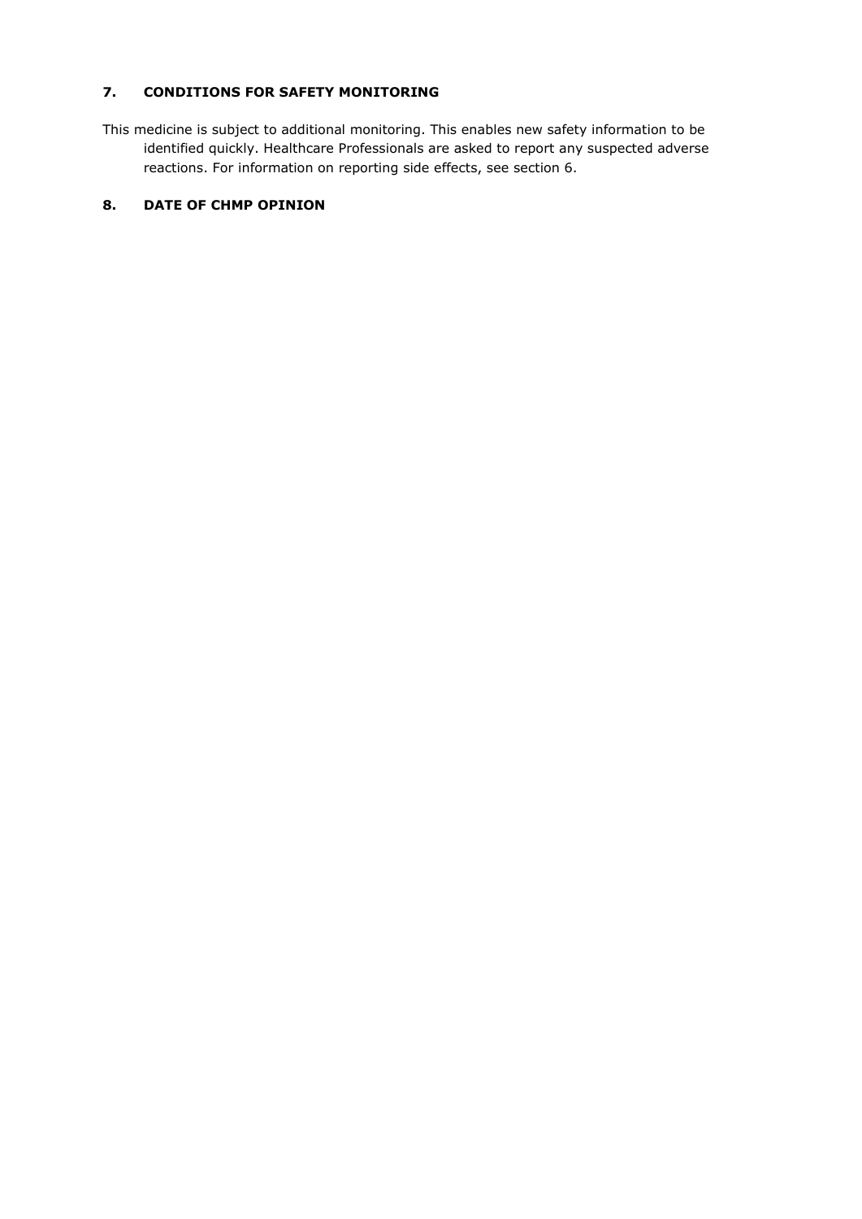## 7. CONDITIONS FOR SAFETY MONITORING

This medicine is subject to additional monitoring. This enables new safety information to be identified quickly. Healthcare Professionals are asked to report any suspected adverse reactions. For information on reporting side effects, see section 6.

## 8. DATE OF CHMP OPINION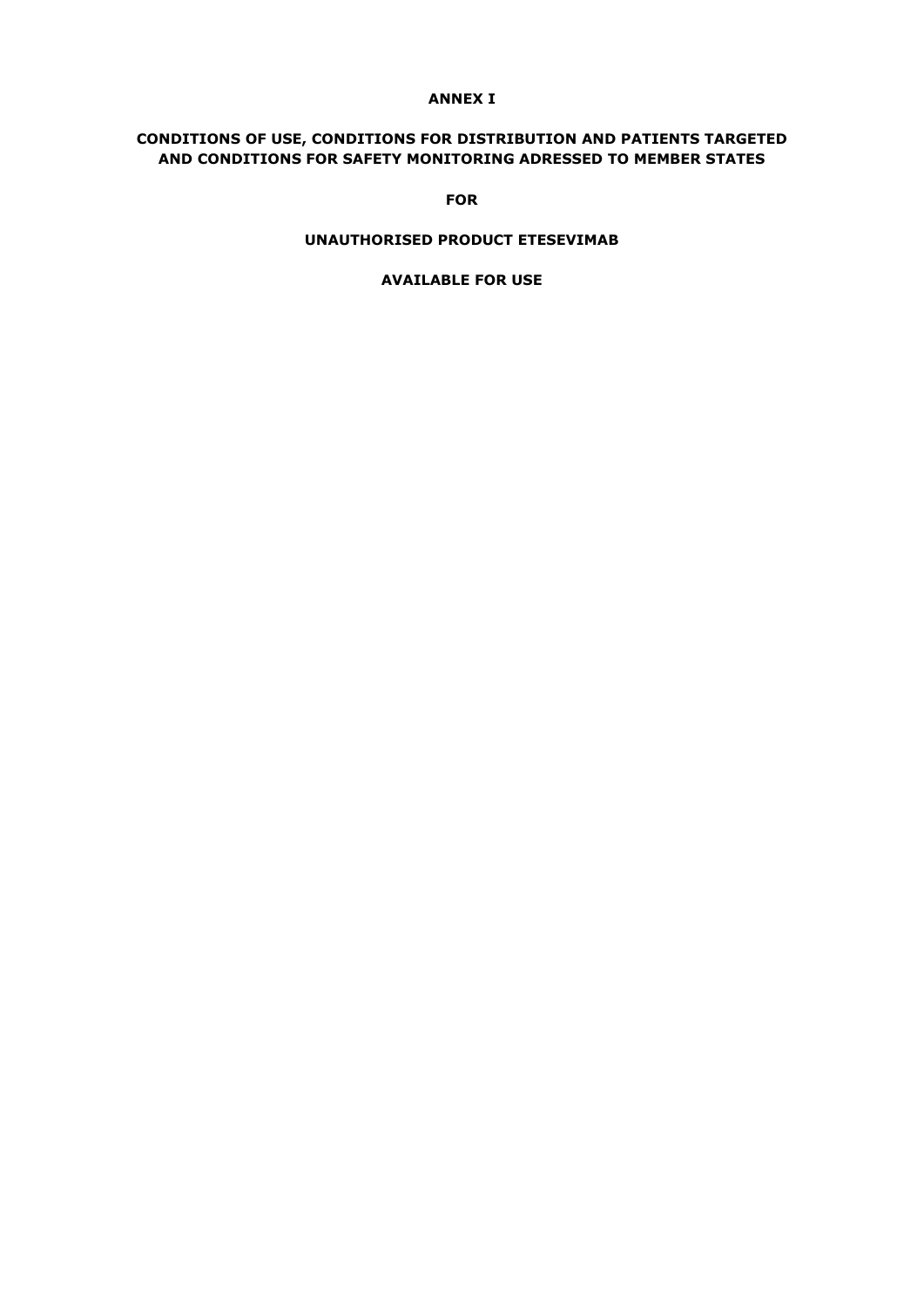# ANNEX I

## CONDITIONS OF USE, CONDITIONS FOR DISTRIBUTION AND PATIENTS TARGETED AND CONDITIONS FOR SAFETY MONITORING ADRESSED TO MEMBER STATES

**FOR**

**UNAUTHORISED PRODUCT ETESEVIMAB**

**AVAILABLE FOR USE**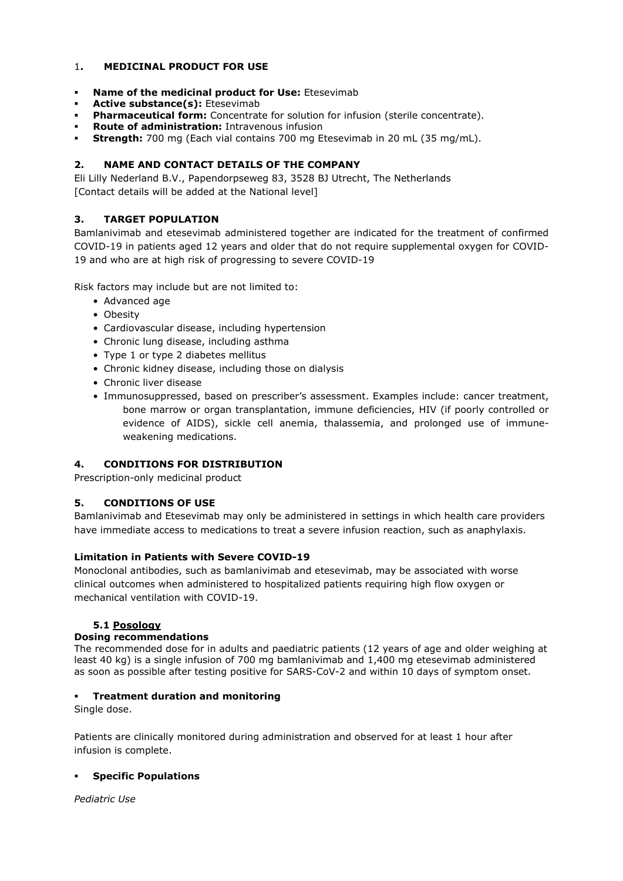## 1. MEDICINAL PRODUCT FOR USE

- **Name of the medicinal product for Use:** Etesevimab
- **Active substance(s):** Etesevimab
- **Pharmaceutical form:** Concentrate for solution for infusion (sterile concentrate).
- **Route of administration:** Intravenous infusion
- **Strength:** 700 mg (Each vial contains 700 mg Etesevimab in 20 mL (35 mg/mL).

## 2. NAME AND CONTACT DETAILS OF THE COMPANY

Eli Lilly Nederland B.V., Papendorpseweg 83, 3528 BJ Utrecht, The Netherlands
[Contact details will be added at the National level]

## 3. TARGET POPULATION

Bamlanivimab and etesevimab administered together are indicated for the treatment of confirmed COVID-19 in patients aged 12 years and older that do not require supplemental oxygen for COVID-19 and who are at high risk of progressing to severe COVID-19

Risk factors may include but are not limited to:

- Advanced age
- Obesity
- Cardiovascular disease, including hypertension
- Chronic lung disease, including asthma
- Type 1 or type 2 diabetes mellitus
- Chronic kidney disease, including those on dialysis
- Chronic liver disease
- Immunosuppressed, based on prescriber's assessment. Examples include: cancer treatment, bone marrow or organ transplantation, immune deficiencies, HIV (if poorly controlled or evidence of AIDS), sickle cell anemia, thalassemia, and prolonged use of immune-weakening medications.

## 4. CONDITIONS FOR DISTRIBUTION

Prescription-only medicinal product

## 5. CONDITIONS OF USE

Bamlanivimab and Etesevimab may only be administered in settings in which health care providers have immediate access to medications to treat a severe infusion reaction, such as anaphylaxis.

**Limitation in Patients with Severe COVID-19**

Monoclonal antibodies, such as bamlanivimab and etesevimab, may be associated with worse clinical outcomes when administered to hospitalized patients requiring high flow oxygen or mechanical ventilation with COVID-19.

### 5.1 Posology

**Dosing recommendations**

The recommended dose for in adults and paediatric patients (12 years of age and older weighing at least 40 kg) is a single infusion of 700 mg bamlanivimab and 1,400 mg etesevimab administered as soon as possible after testing positive for SARS-CoV-2 and within 10 days of symptom onset.

- **Treatment duration and monitoring**

Single dose.

Patients are clinically monitored during administration and observed for at least 1 hour after infusion is complete.

- **Specific Populations**

*Pediatric Use*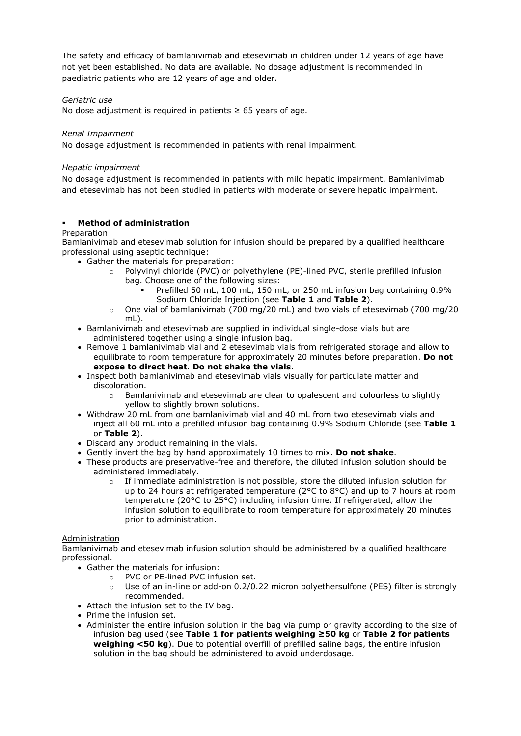The safety and efficacy of bamlanivimab and etesevimab in children under 12 years of age have not yet been established. No data are available. No dosage adjustment is recommended in paediatric patients who are 12 years of age and older.

*Geriatric use*

No dose adjustment is required in patients ≥ 65 years of age.

*Renal Impairment*

No dosage adjustment is recommended in patients with renal impairment.

*Hepatic impairment*

No dosage adjustment is recommended in patients with mild hepatic impairment. Bamlanivimab and etesevimab has not been studied in patients with moderate or severe hepatic impairment.

- **Method of administration**

<u>Preparation</u>

Bamlanivimab and etesevimab solution for infusion should be prepared by a qualified healthcare professional using aseptic technique:

- Gather the materials for preparation:
  - Polyvinyl chloride (PVC) or polyethylene (PE)-lined PVC, sterile prefilled infusion bag. Choose one of the following sizes:
    - Prefilled 50 mL, 100 mL, 150 mL, or 250 mL infusion bag containing 0.9% Sodium Chloride Injection (see **Table 1** and **Table 2**).
  - One vial of bamlanivimab (700 mg/20 mL) and two vials of etesevimab (700 mg/20 mL).
- Bamlanivimab and etesevimab are supplied in individual single-dose vials but are administered together using a single infusion bag.
- Remove 1 bamlanivimab vial and 2 etesevimab vials from refrigerated storage and allow to equilibrate to room temperature for approximately 20 minutes before preparation. **Do not expose to direct heat**. **Do not shake the vials**.
- Inspect both bamlanivimab and etesevimab vials visually for particulate matter and discoloration.
  - Bamlanivimab and etesevimab are clear to opalescent and colourless to slightly yellow to slightly brown solutions.
- Withdraw 20 mL from one bamlanivimab vial and 40 mL from two etesevimab vials and inject all 60 mL into a prefilled infusion bag containing 0.9% Sodium Chloride (see **Table 1** or **Table 2**).
- Discard any product remaining in the vials.
- Gently invert the bag by hand approximately 10 times to mix. **Do not shake**.
- These products are preservative-free and therefore, the diluted infusion solution should be administered immediately.
  - If immediate administration is not possible, store the diluted infusion solution for up to 24 hours at refrigerated temperature (2°C to 8°C) and up to 7 hours at room temperature (20°C to 25°C) including infusion time. If refrigerated, allow the infusion solution to equilibrate to room temperature for approximately 20 minutes prior to administration.

<u>Administration</u>

Bamlanivimab and etesevimab infusion solution should be administered by a qualified healthcare professional.

- Gather the materials for infusion:
  - PVC or PE-lined PVC infusion set.
  - Use of an in-line or add-on 0.2/0.22 micron polyethersulfone (PES) filter is strongly recommended.
- Attach the infusion set to the IV bag.
- Prime the infusion set.
- Administer the entire infusion solution in the bag via pump or gravity according to the size of infusion bag used (see **Table 1 for patients weighing ≥50 kg** or **Table 2 for patients weighing <50 kg**). Due to potential overfill of prefilled saline bags, the entire infusion solution in the bag should be administered to avoid underdosage.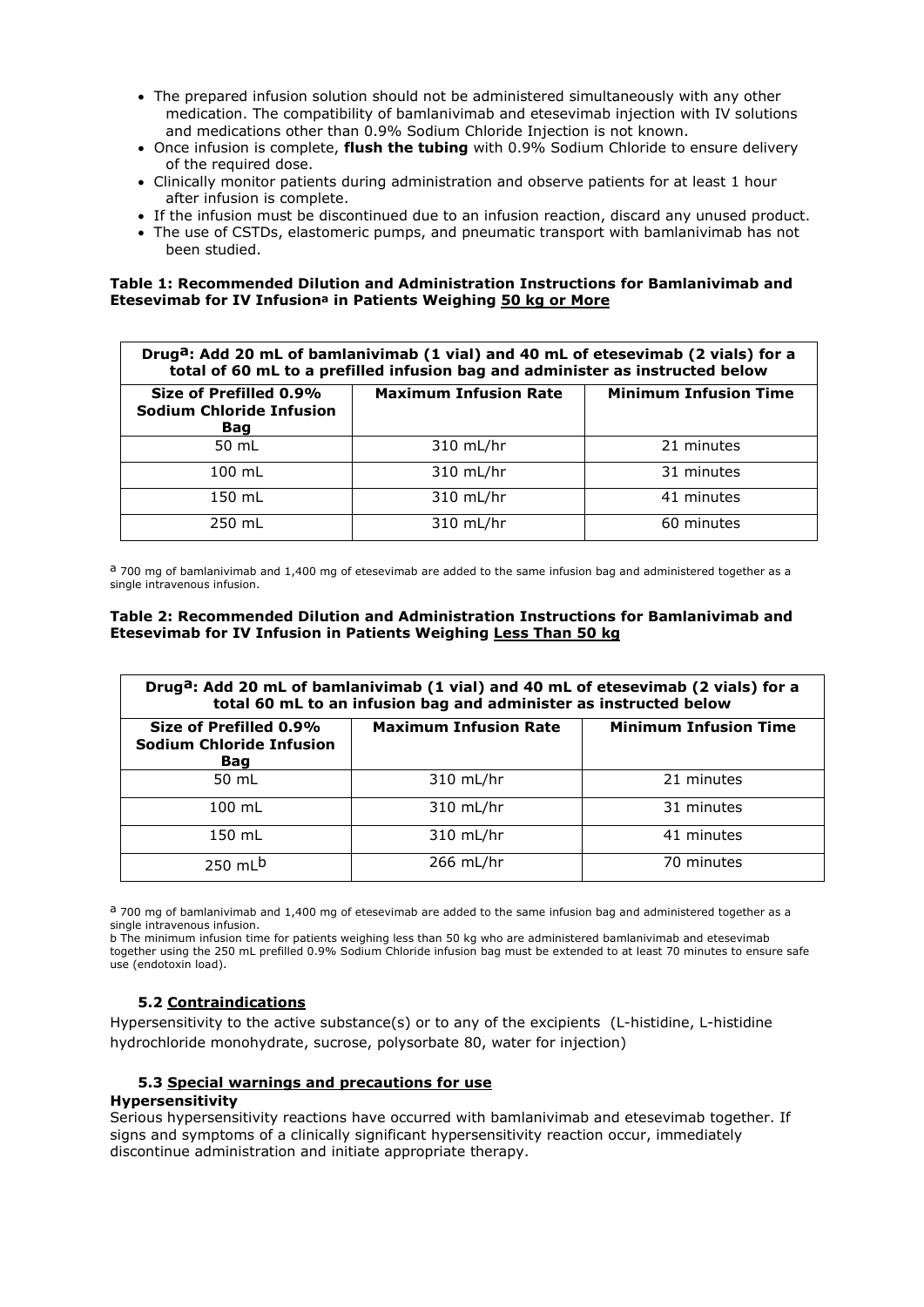- The prepared infusion solution should not be administered simultaneously with any other medication. The compatibility of bamlanivimab and etesevimab injection with IV solutions and medications other than 0.9% Sodium Chloride Injection is not known.
- Once infusion is complete, **flush the tubing** with 0.9% Sodium Chloride to ensure delivery of the required dose.
- Clinically monitor patients during administration and observe patients for at least 1 hour after infusion is complete.
- If the infusion must be discontinued due to an infusion reaction, discard any unused product.
- The use of CSTDs, elastomeric pumps, and pneumatic transport with bamlanivimab has not been studied.

**Table 1: Recommended Dilution and Administration Instructions for Bamlanivimab and Etesevimab for IV Infusion[a] in Patients Weighing 50 kg or More**

| Drug[a]: Add 20 mL of bamlanivimab (1 vial) and 40 mL of etesevimab (2 vials) for a total of 60 mL to a prefilled infusion bag and administer as instructed below | | |
|---|---|---|
| **Size of Prefilled 0.9% Sodium Chloride Infusion Bag** | **Maximum Infusion Rate** | **Minimum Infusion Time** |
| 50 mL | 310 mL/hr | 21 minutes |
| 100 mL | 310 mL/hr | 31 minutes |
| 150 mL | 310 mL/hr | 41 minutes |
| 250 mL | 310 mL/hr | 60 minutes |

[a] 700 mg of bamlanivimab and 1,400 mg of etesevimab are added to the same infusion bag and administered together as a single intravenous infusion.

**Table 2: Recommended Dilution and Administration Instructions for Bamlanivimab and Etesevimab for IV Infusion in Patients Weighing Less Than 50 kg**

| Drug[a]: Add 20 mL of bamlanivimab (1 vial) and 40 mL of etesevimab (2 vials) for a total 60 mL to an infusion bag and administer as instructed below | | |
|---|---|---|
| **Size of Prefilled 0.9% Sodium Chloride Infusion Bag** | **Maximum Infusion Rate** | **Minimum Infusion Time** |
| 50 mL | 310 mL/hr | 21 minutes |
| 100 mL | 310 mL/hr | 31 minutes |
| 150 mL | 310 mL/hr | 41 minutes |
| 250 mL[b] | 266 mL/hr | 70 minutes |

[a] 700 mg of bamlanivimab and 1,400 mg of etesevimab are added to the same infusion bag and administered together as a single intravenous infusion.
b The minimum infusion time for patients weighing less than 50 kg who are administered bamlanivimab and etesevimab together using the 250 mL prefilled 0.9% Sodium Chloride infusion bag must be extended to at least 70 minutes to ensure safe use (endotoxin load).

### 5.2 Contraindications

Hypersensitivity to the active substance(s) or to any of the excipients (L-histidine, L-histidine hydrochloride monohydrate, sucrose, polysorbate 80, water for injection)

### 5.3 Special warnings and precautions for use

**Hypersensitivity**

Serious hypersensitivity reactions have occurred with bamlanivimab and etesevimab together. If signs and symptoms of a clinically significant hypersensitivity reaction occur, immediately discontinue administration and initiate appropriate therapy.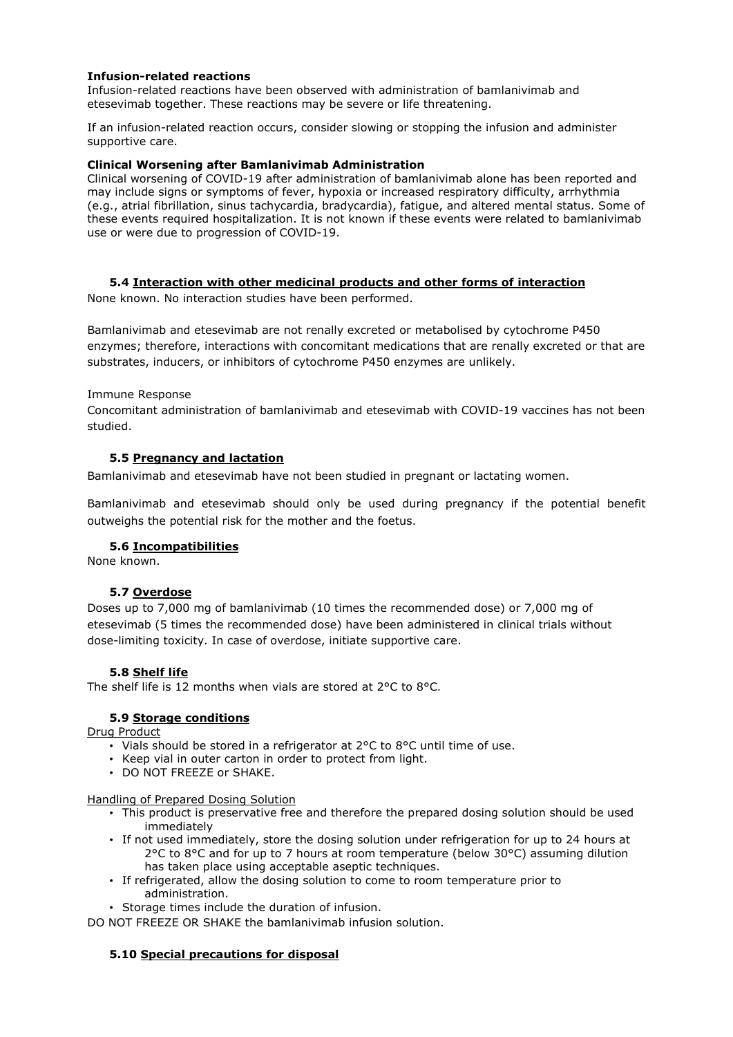**Infusion-related reactions**

Infusion-related reactions have been observed with administration of bamlanivimab and etesevimab together. These reactions may be severe or life threatening.

If an infusion-related reaction occurs, consider slowing or stopping the infusion and administer supportive care.

**Clinical Worsening after Bamlanivimab Administration**

Clinical worsening of COVID-19 after administration of bamlanivimab alone has been reported and may include signs or symptoms of fever, hypoxia or increased respiratory difficulty, arrhythmia (e.g., atrial fibrillation, sinus tachycardia, bradycardia), fatigue, and altered mental status. Some of these events required hospitalization. It is not known if these events were related to bamlanivimab use or were due to progression of COVID-19.

### 5.4 Interaction with other medicinal products and other forms of interaction

None known. No interaction studies have been performed.

Bamlanivimab and etesevimab are not renally excreted or metabolised by cytochrome P450 enzymes; therefore, interactions with concomitant medications that are renally excreted or that are substrates, inducers, or inhibitors of cytochrome P450 enzymes are unlikely.

Immune Response

Concomitant administration of bamlanivimab and etesevimab with COVID-19 vaccines has not been studied.

### 5.5 Pregnancy and lactation

Bamlanivimab and etesevimab have not been studied in pregnant or lactating women.

Bamlanivimab and etesevimab should only be used during pregnancy if the potential benefit outweighs the potential risk for the mother and the foetus.

### 5.6 Incompatibilities

None known.

### 5.7 Overdose

Doses up to 7,000 mg of bamlanivimab (10 times the recommended dose) or 7,000 mg of etesevimab (5 times the recommended dose) have been administered in clinical trials without dose-limiting toxicity. In case of overdose, initiate supportive care.

### 5.8 Shelf life

The shelf life is 12 months when vials are stored at 2°C to 8°C.

### 5.9 Storage conditions

Drug Product

- Vials should be stored in a refrigerator at 2°C to 8°C until time of use.
- Keep vial in outer carton in order to protect from light.
- DO NOT FREEZE or SHAKE.

Handling of Prepared Dosing Solution

- This product is preservative free and therefore the prepared dosing solution should be used immediately
- If not used immediately, store the dosing solution under refrigeration for up to 24 hours at 2°C to 8°C and for up to 7 hours at room temperature (below 30°C) assuming dilution has taken place using acceptable aseptic techniques.
- If refrigerated, allow the dosing solution to come to room temperature prior to administration.
- Storage times include the duration of infusion.

DO NOT FREEZE OR SHAKE the bamlanivimab infusion solution.

### 5.10 Special precautions for disposal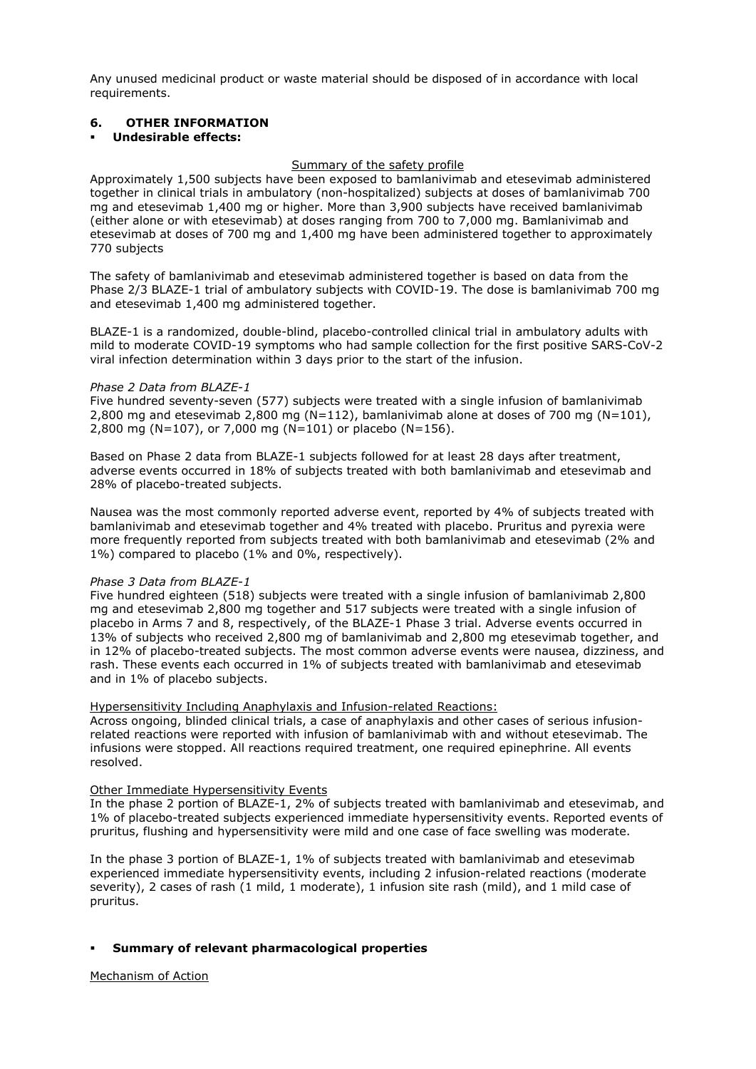Any unused medicinal product or waste material should be disposed of in accordance with local requirements.

## 6. OTHER INFORMATION

- **Undesirable effects:**

Summary of the safety profile

Approximately 1,500 subjects have been exposed to bamlanivimab and etesevimab administered together in clinical trials in ambulatory (non-hospitalized) subjects at doses of bamlanivimab 700 mg and etesevimab 1,400 mg or higher. More than 3,900 subjects have received bamlanivimab (either alone or with etesevimab) at doses ranging from 700 to 7,000 mg. Bamlanivimab and etesevimab at doses of 700 mg and 1,400 mg have been administered together to approximately 770 subjects

The safety of bamlanivimab and etesevimab administered together is based on data from the Phase 2/3 BLAZE-1 trial of ambulatory subjects with COVID-19. The dose is bamlanivimab 700 mg and etesevimab 1,400 mg administered together.

BLAZE-1 is a randomized, double-blind, placebo-controlled clinical trial in ambulatory adults with mild to moderate COVID-19 symptoms who had sample collection for the first positive SARS-CoV-2 viral infection determination within 3 days prior to the start of the infusion.

*Phase 2 Data from BLAZE-1*

Five hundred seventy-seven (577) subjects were treated with a single infusion of bamlanivimab 2,800 mg and etesevimab 2,800 mg (N=112), bamlanivimab alone at doses of 700 mg (N=101), 2,800 mg (N=107), or 7,000 mg (N=101) or placebo (N=156).

Based on Phase 2 data from BLAZE-1 subjects followed for at least 28 days after treatment, adverse events occurred in 18% of subjects treated with both bamlanivimab and etesevimab and 28% of placebo-treated subjects.

Nausea was the most commonly reported adverse event, reported by 4% of subjects treated with bamlanivimab and etesevimab together and 4% treated with placebo. Pruritus and pyrexia were more frequently reported from subjects treated with both bamlanivimab and etesevimab (2% and 1%) compared to placebo (1% and 0%, respectively).

*Phase 3 Data from BLAZE-1*

Five hundred eighteen (518) subjects were treated with a single infusion of bamlanivimab 2,800 mg and etesevimab 2,800 mg together and 517 subjects were treated with a single infusion of placebo in Arms 7 and 8, respectively, of the BLAZE-1 Phase 3 trial. Adverse events occurred in 13% of subjects who received 2,800 mg of bamlanivimab and 2,800 mg etesevimab together, and in 12% of placebo-treated subjects. The most common adverse events were nausea, dizziness, and rash. These events each occurred in 1% of subjects treated with bamlanivimab and etesevimab and in 1% of placebo subjects.

Hypersensitivity Including Anaphylaxis and Infusion-related Reactions:

Across ongoing, blinded clinical trials, a case of anaphylaxis and other cases of serious infusion-related reactions were reported with infusion of bamlanivimab with and without etesevimab. The infusions were stopped. All reactions required treatment, one required epinephrine. All events resolved.

Other Immediate Hypersensitivity Events

In the phase 2 portion of BLAZE-1, 2% of subjects treated with bamlanivimab and etesevimab, and 1% of placebo-treated subjects experienced immediate hypersensitivity events. Reported events of pruritus, flushing and hypersensitivity were mild and one case of face swelling was moderate.

In the phase 3 portion of BLAZE-1, 1% of subjects treated with bamlanivimab and etesevimab experienced immediate hypersensitivity events, including 2 infusion-related reactions (moderate severity), 2 cases of rash (1 mild, 1 moderate), 1 infusion site rash (mild), and 1 mild case of pruritus.

- **Summary of relevant pharmacological properties**

Mechanism of Action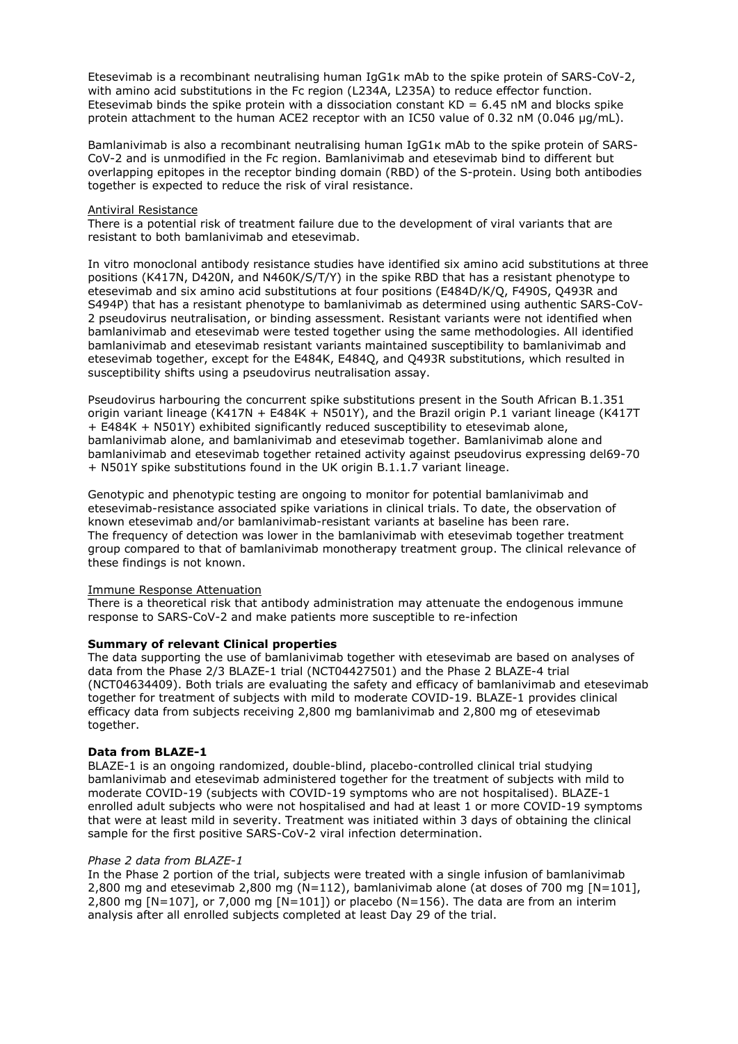Etesevimab is a recombinant neutralising human IgG1κ mAb to the spike protein of SARS-CoV-2, with amino acid substitutions in the Fc region (L234A, L235A) to reduce effector function. Etesevimab binds the spike protein with a dissociation constant KD = 6.45 nM and blocks spike protein attachment to the human ACE2 receptor with an IC50 value of 0.32 nM (0.046 µg/mL).

Bamlanivimab is also a recombinant neutralising human IgG1κ mAb to the spike protein of SARS-CoV-2 and is unmodified in the Fc region. Bamlanivimab and etesevimab bind to different but overlapping epitopes in the receptor binding domain (RBD) of the S-protein. Using both antibodies together is expected to reduce the risk of viral resistance.

Antiviral Resistance

There is a potential risk of treatment failure due to the development of viral variants that are resistant to both bamlanivimab and etesevimab.

In vitro monoclonal antibody resistance studies have identified six amino acid substitutions at three positions (K417N, D420N, and N460K/S/T/Y) in the spike RBD that has a resistant phenotype to etesevimab and six amino acid substitutions at four positions (E484D/K/Q, F490S, Q493R and S494P) that has a resistant phenotype to bamlanivimab as determined using authentic SARS-CoV-2 pseudovirus neutralisation, or binding assessment. Resistant variants were not identified when bamlanivimab and etesevimab were tested together using the same methodologies. All identified bamlanivimab and etesevimab resistant variants maintained susceptibility to bamlanivimab and etesevimab together, except for the E484K, E484Q, and Q493R substitutions, which resulted in susceptibility shifts using a pseudovirus neutralisation assay.

Pseudovirus harbouring the concurrent spike substitutions present in the South African B.1.351 origin variant lineage (K417N + E484K + N501Y), and the Brazil origin P.1 variant lineage (K417T + E484K + N501Y) exhibited significantly reduced susceptibility to etesevimab alone, bamlanivimab alone, and bamlanivimab and etesevimab together. Bamlanivimab alone and bamlanivimab and etesevimab together retained activity against pseudovirus expressing del69-70 + N501Y spike substitutions found in the UK origin B.1.1.7 variant lineage.

Genotypic and phenotypic testing are ongoing to monitor for potential bamlanivimab and etesevimab-resistance associated spike variations in clinical trials. To date, the observation of known etesevimab and/or bamlanivimab-resistant variants at baseline has been rare. The frequency of detection was lower in the bamlanivimab with etesevimab together treatment group compared to that of bamlanivimab monotherapy treatment group. The clinical relevance of these findings is not known.

Immune Response Attenuation

There is a theoretical risk that antibody administration may attenuate the endogenous immune response to SARS-CoV-2 and make patients more susceptible to re-infection

**Summary of relevant Clinical properties**

The data supporting the use of bamlanivimab together with etesevimab are based on analyses of data from the Phase 2/3 BLAZE-1 trial (NCT04427501) and the Phase 2 BLAZE-4 trial (NCT04634409). Both trials are evaluating the safety and efficacy of bamlanivimab and etesevimab together for treatment of subjects with mild to moderate COVID-19. BLAZE-1 provides clinical efficacy data from subjects receiving 2,800 mg bamlanivimab and 2,800 mg of etesevimab together.

**Data from BLAZE-1**

BLAZE-1 is an ongoing randomized, double-blind, placebo-controlled clinical trial studying bamlanivimab and etesevimab administered together for the treatment of subjects with mild to moderate COVID-19 (subjects with COVID-19 symptoms who are not hospitalised). BLAZE-1 enrolled adult subjects who were not hospitalised and had at least 1 or more COVID-19 symptoms that were at least mild in severity. Treatment was initiated within 3 days of obtaining the clinical sample for the first positive SARS-CoV-2 viral infection determination.

*Phase 2 data from BLAZE-1*

In the Phase 2 portion of the trial, subjects were treated with a single infusion of bamlanivimab 2,800 mg and etesevimab 2,800 mg (N=112), bamlanivimab alone (at doses of 700 mg [N=101], 2,800 mg [N=107], or 7,000 mg [N=101]) or placebo (N=156). The data are from an interim analysis after all enrolled subjects completed at least Day 29 of the trial.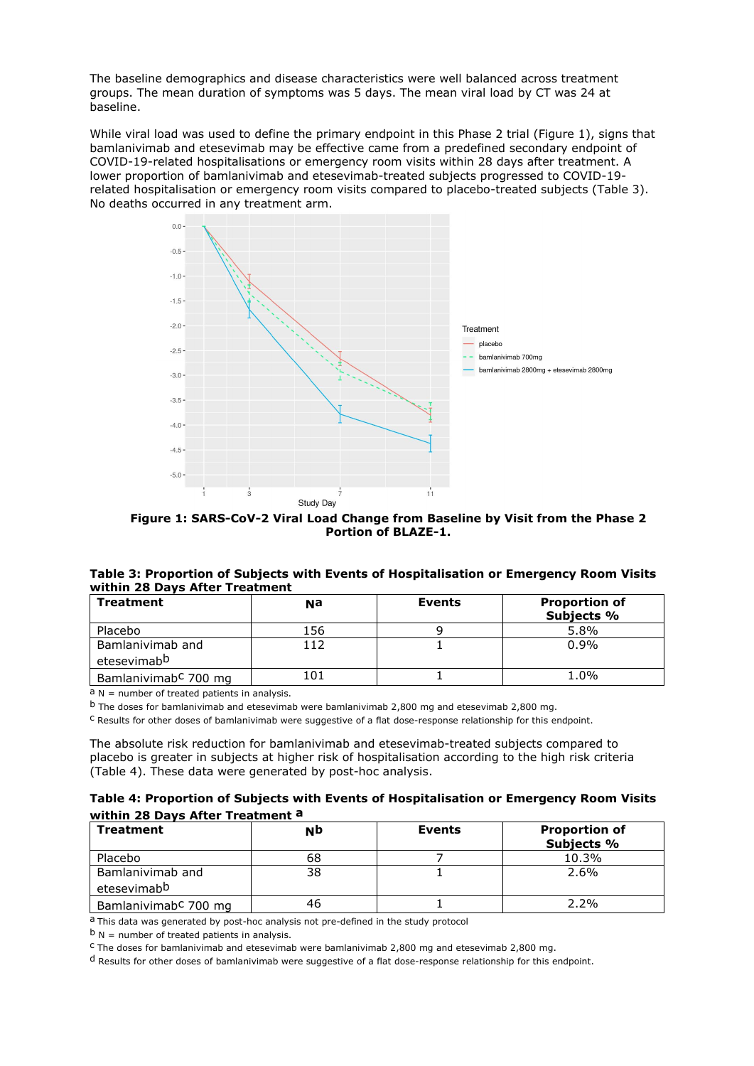The baseline demographics and disease characteristics were well balanced across treatment groups. The mean duration of symptoms was 5 days. The mean viral load by CT was 24 at baseline.

While viral load was used to define the primary endpoint in this Phase 2 trial (Figure 1), signs that bamlanivimab and etesevimab may be effective came from a predefined secondary endpoint of COVID-19-related hospitalisations or emergency room visits within 28 days after treatment. A lower proportion of bamlanivimab and etesevimab-treated subjects progressed to COVID-19-related hospitalisation or emergency room visits compared to placebo-treated subjects (Table 3). No deaths occurred in any treatment arm.

**Figure 1: SARS-CoV-2 Viral Load Change from Baseline by Visit from the Phase 2 Portion of BLAZE-1.**

**Table 3: Proportion of Subjects with Events of Hospitalisation or Emergency Room Visits within 28 Days After Treatment**

| Treatment | N[a] | Events | Proportion of Subjects % |
|---|---|---|---|
| Placebo | 156 | 9 | 5.8% |
| Bamlanivimab and etesevimab[b] | 112 | 1 | 0.9% |
| Bamlanivimab[c] 700 mg | 101 | 1 | 1.0% |

[a] N = number of treated patients in analysis.

[b] The doses for bamlanivimab and etesevimab were bamlanivimab 2,800 mg and etesevimab 2,800 mg.

[c] Results for other doses of bamlanivimab were suggestive of a flat dose-response relationship for this endpoint.

The absolute risk reduction for bamlanivimab and etesevimab-treated subjects compared to placebo is greater in subjects at higher risk of hospitalisation according to the high risk criteria (Table 4). These data were generated by post-hoc analysis.

**Table 4: Proportion of Subjects with Events of Hospitalisation or Emergency Room Visits within 28 Days After Treatment [a]**

| Treatment | N[b] | Events | Proportion of Subjects % |
|---|---|---|---|
| Placebo | 68 | 7 | 10.3% |
| Bamlanivimab and etesevimab[b] | 38 | 1 | 2.6% |
| Bamlanivimab[c] 700 mg | 46 | 1 | 2.2% |

[a] This data was generated by post-hoc analysis not pre-defined in the study protocol

[b] N = number of treated patients in analysis.

[c] The doses for bamlanivimab and etesevimab were bamlanivimab 2,800 mg and etesevimab 2,800 mg.

[d] Results for other doses of bamlanivimab were suggestive of a flat dose-response relationship for this endpoint.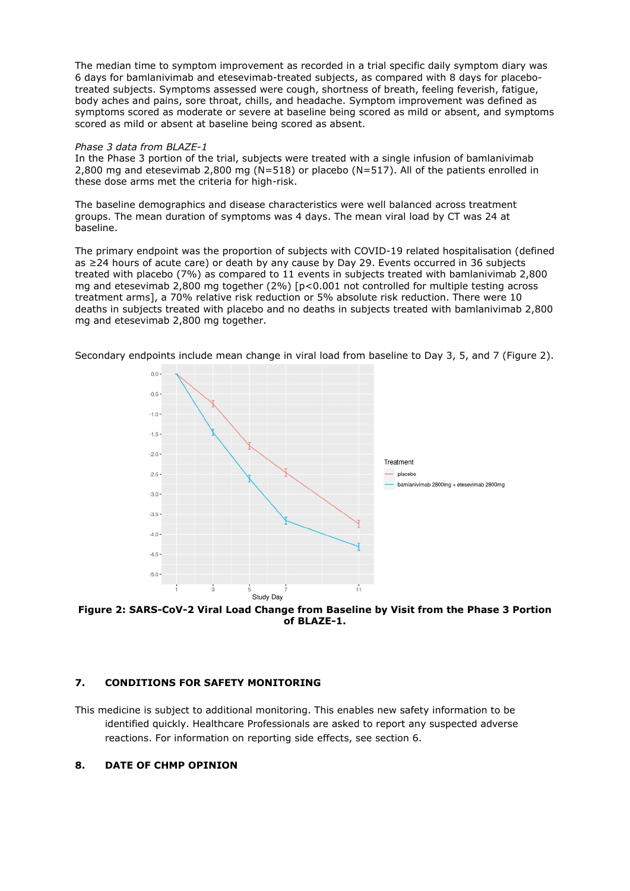The median time to symptom improvement as recorded in a trial specific daily symptom diary was 6 days for bamlanivimab and etesevimab-treated subjects, as compared with 8 days for placebo-treated subjects. Symptoms assessed were cough, shortness of breath, feeling feverish, fatigue, body aches and pains, sore throat, chills, and headache. Symptom improvement was defined as symptoms scored as moderate or severe at baseline being scored as mild or absent, and symptoms scored as mild or absent at baseline being scored as absent.

*Phase 3 data from BLAZE-1*

In the Phase 3 portion of the trial, subjects were treated with a single infusion of bamlanivimab 2,800 mg and etesevimab 2,800 mg (N=518) or placebo (N=517). All of the patients enrolled in these dose arms met the criteria for high-risk.

The baseline demographics and disease characteristics were well balanced across treatment groups. The mean duration of symptoms was 4 days. The mean viral load by CT was 24 at baseline.

The primary endpoint was the proportion of subjects with COVID-19 related hospitalisation (defined as ≥24 hours of acute care) or death by any cause by Day 29. Events occurred in 36 subjects treated with placebo (7%) as compared to 11 events in subjects treated with bamlanivimab 2,800 mg and etesevimab 2,800 mg together (2%) [$p<0.001$ not controlled for multiple testing across treatment arms], a 70% relative risk reduction or 5% absolute risk reduction. There were 10 deaths in subjects treated with placebo and no deaths in subjects treated with bamlanivimab 2,800 mg and etesevimab 2,800 mg together.

Secondary endpoints include mean change in viral load from baseline to Day 3, 5, and 7 (Figure 2).

0.0
-0.5
-1.0
-1.5
-2.0
-2.5
-3.0
-3.5
-4.0
-4.5
-5.0

1
3
5
7
11
Study Day

Treatment
placebo
bamlanivimab 2800mg + etesevimab 2800mg

**Figure 2: SARS-CoV-2 Viral Load Change from Baseline by Visit from the Phase 3 Portion of BLAZE-1.**

## 7. CONDITIONS FOR SAFETY MONITORING

This medicine is subject to additional monitoring. This enables new safety information to be identified quickly. Healthcare Professionals are asked to report any suspected adverse reactions. For information on reporting side effects, see section 6.

## 8. DATE OF CHMP OPINION